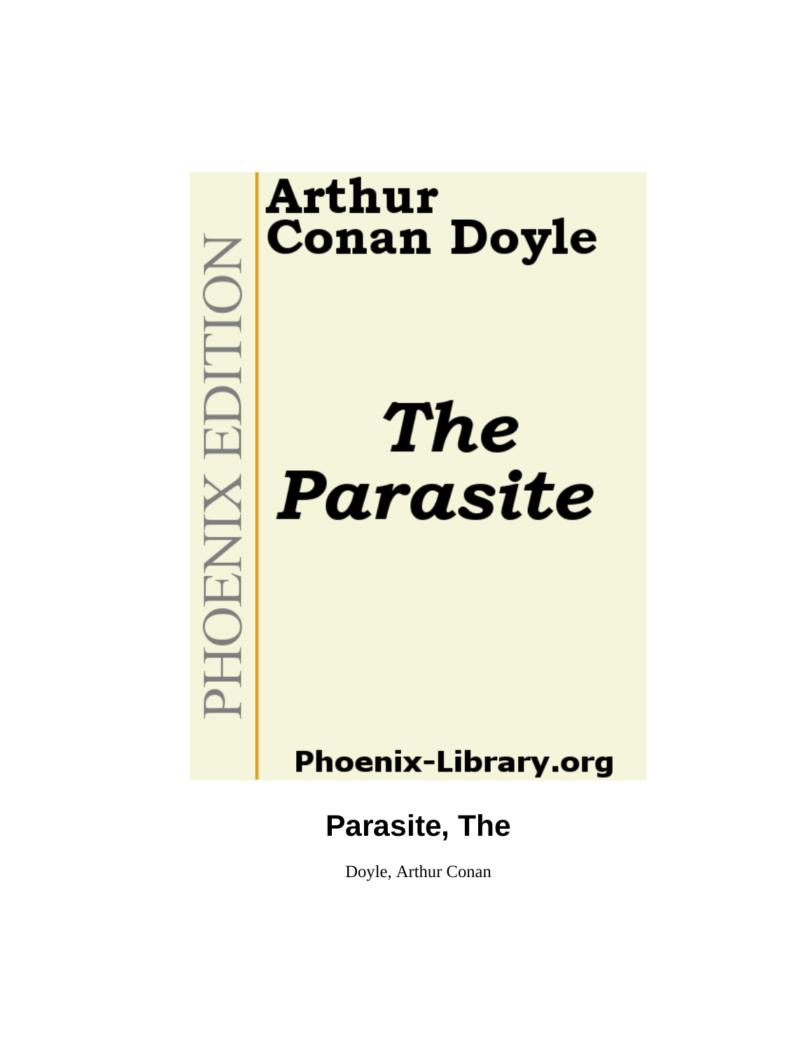PHOENIX EDITION

Arthur Conan Doyle

*The Parasite*

Phoenix-Library.org

# Parasite, The

Doyle, Arthur Conan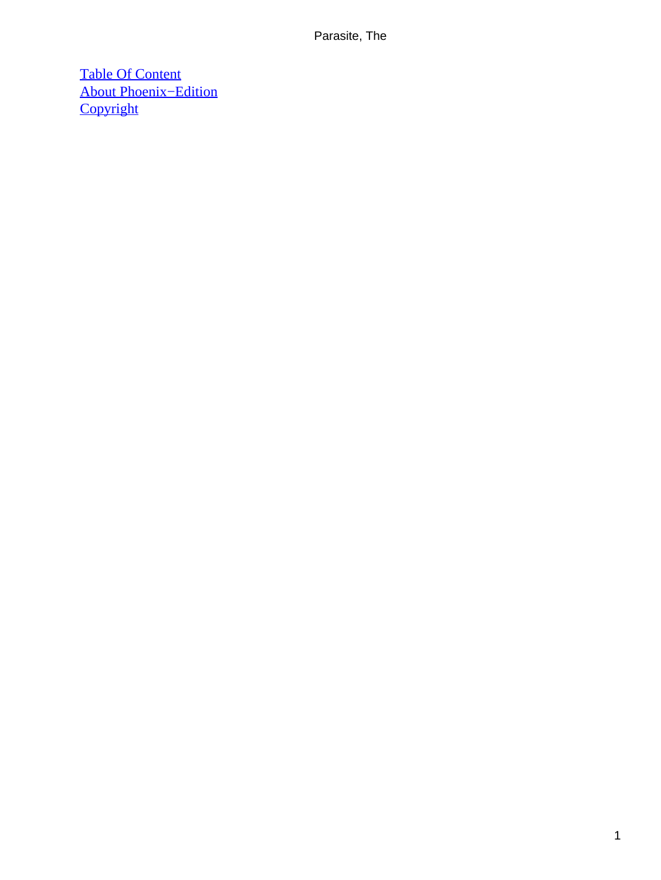[Table Of Content](#)
[About Phoenix−Edition](#)
[Copyright](#)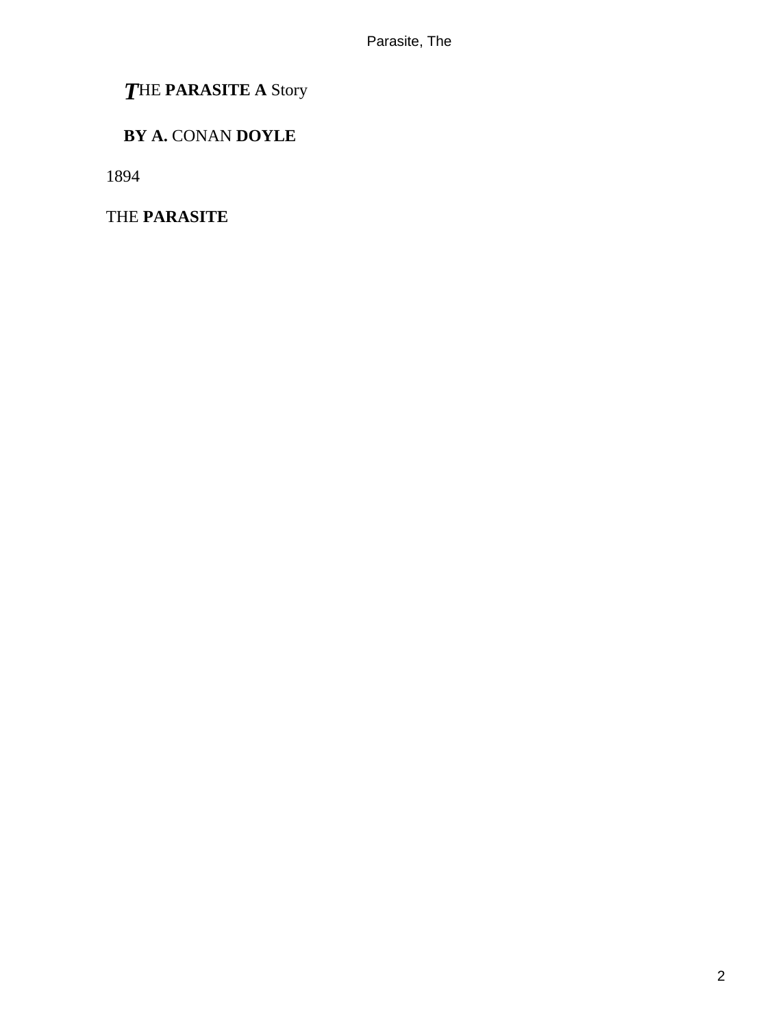# THE **PARASITE A** Story

**BY A.** CONAN **DOYLE**

1894

THE **PARASITE**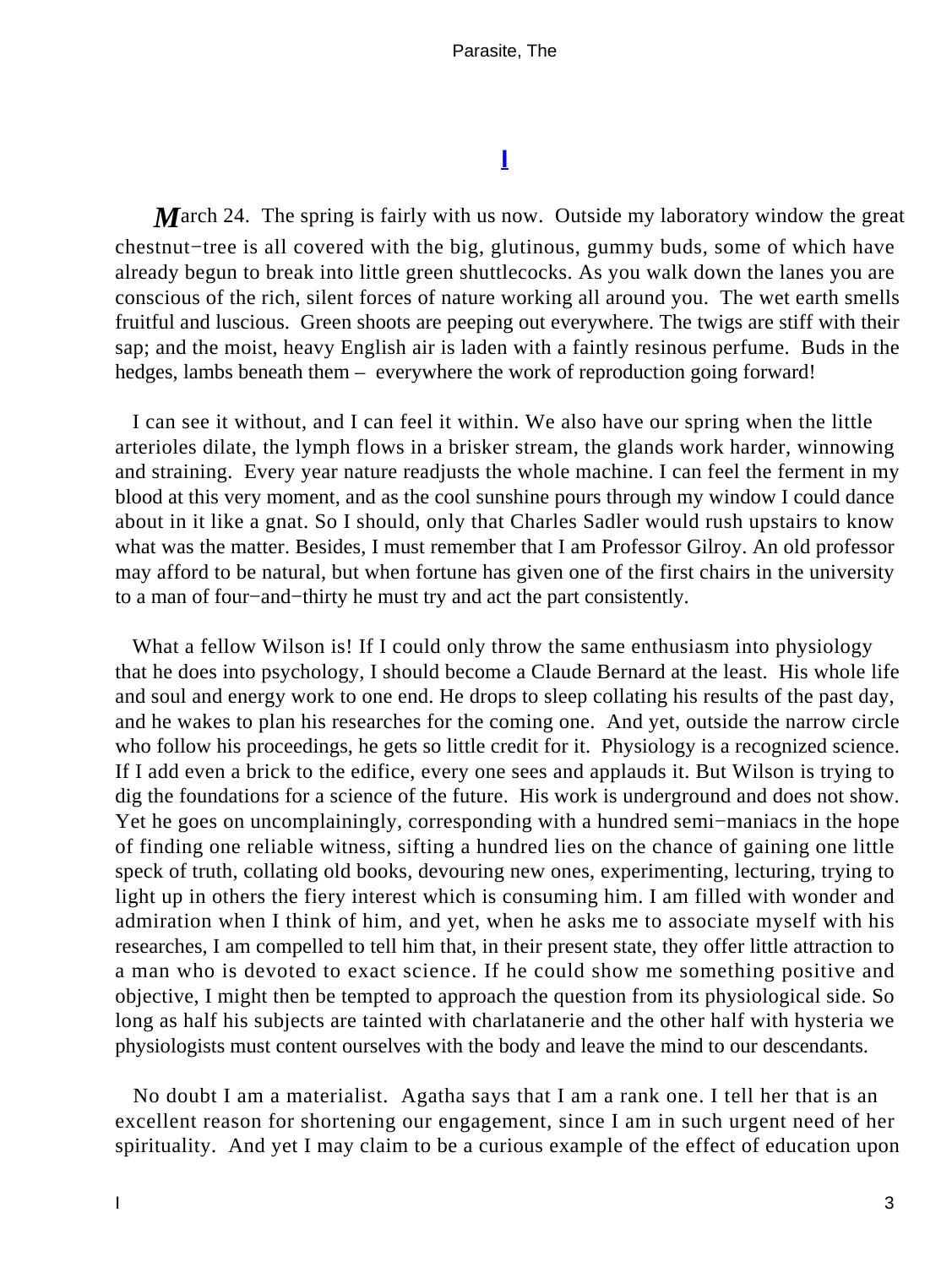# I

March 24. The spring is fairly with us now. Outside my laboratory window the great chestnut−tree is all covered with the big, glutinous, gummy buds, some of which have already begun to break into little green shuttlecocks. As you walk down the lanes you are conscious of the rich, silent forces of nature working all around you. The wet earth smells fruitful and luscious. Green shoots are peeping out everywhere. The twigs are stiff with their sap; and the moist, heavy English air is laden with a faintly resinous perfume. Buds in the hedges, lambs beneath them – everywhere the work of reproduction going forward!

I can see it without, and I can feel it within. We also have our spring when the little arterioles dilate, the lymph flows in a brisker stream, the glands work harder, winnowing and straining. Every year nature readjusts the whole machine. I can feel the ferment in my blood at this very moment, and as the cool sunshine pours through my window I could dance about in it like a gnat. So I should, only that Charles Sadler would rush upstairs to know what was the matter. Besides, I must remember that I am Professor Gilroy. An old professor may afford to be natural, but when fortune has given one of the first chairs in the university to a man of four−and−thirty he must try and act the part consistently.

What a fellow Wilson is! If I could only throw the same enthusiasm into physiology that he does into psychology, I should become a Claude Bernard at the least. His whole life and soul and energy work to one end. He drops to sleep collating his results of the past day, and he wakes to plan his researches for the coming one. And yet, outside the narrow circle who follow his proceedings, he gets so little credit for it. Physiology is a recognized science. If I add even a brick to the edifice, every one sees and applauds it. But Wilson is trying to dig the foundations for a science of the future. His work is underground and does not show. Yet he goes on uncomplainingly, corresponding with a hundred semi−maniacs in the hope of finding one reliable witness, sifting a hundred lies on the chance of gaining one little speck of truth, collating old books, devouring new ones, experimenting, lecturing, trying to light up in others the fiery interest which is consuming him. I am filled with wonder and admiration when I think of him, and yet, when he asks me to associate myself with his researches, I am compelled to tell him that, in their present state, they offer little attraction to a man who is devoted to exact science. If he could show me something positive and objective, I might then be tempted to approach the question from its physiological side. So long as half his subjects are tainted with charlatanerie and the other half with hysteria we physiologists must content ourselves with the body and leave the mind to our descendants.

No doubt I am a materialist. Agatha says that I am a rank one. I tell her that is an excellent reason for shortening our engagement, since I am in such urgent need of her spirituality. And yet I may claim to be a curious example of the effect of education upon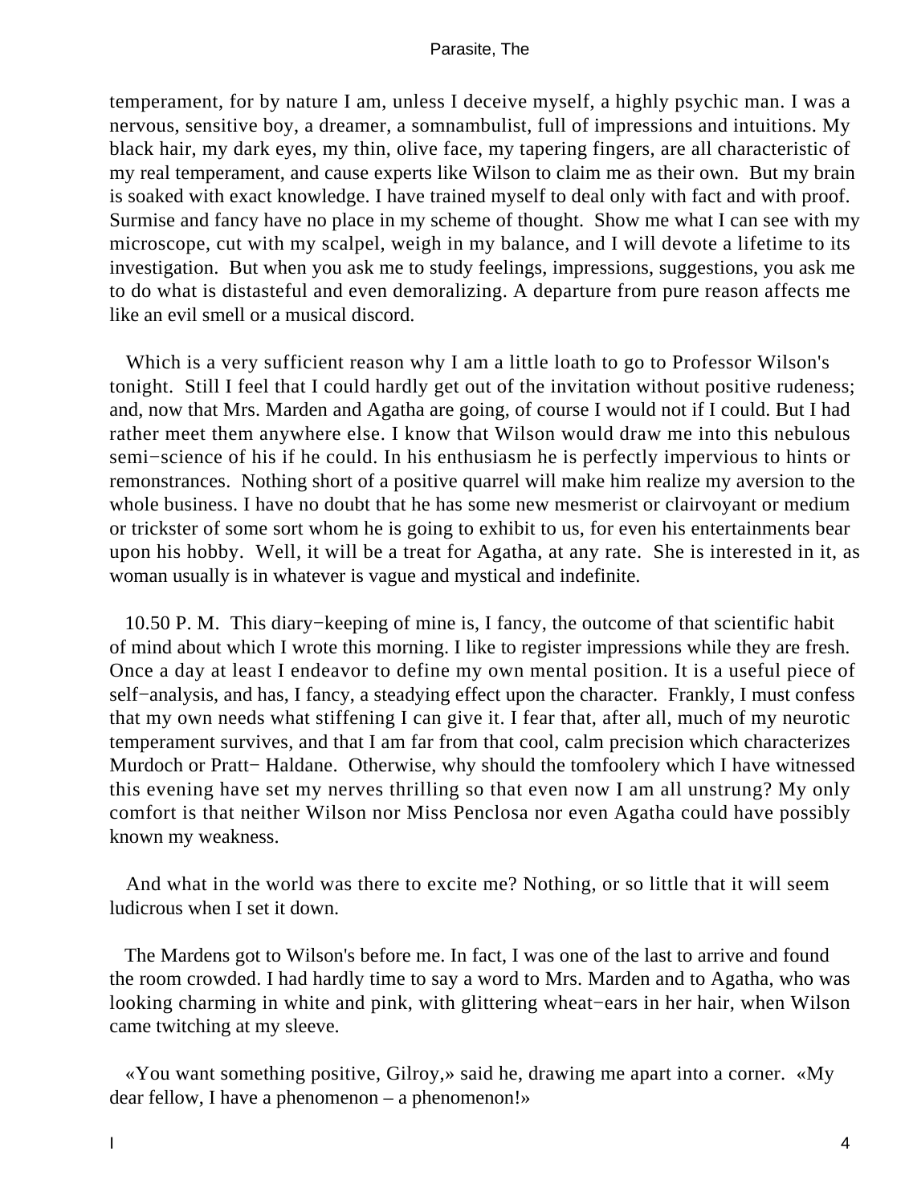temperament, for by nature I am, unless I deceive myself, a highly psychic man. I was a nervous, sensitive boy, a dreamer, a somnambulist, full of impressions and intuitions. My black hair, my dark eyes, my thin, olive face, my tapering fingers, are all characteristic of my real temperament, and cause experts like Wilson to claim me as their own. But my brain is soaked with exact knowledge. I have trained myself to deal only with fact and with proof. Surmise and fancy have no place in my scheme of thought. Show me what I can see with my microscope, cut with my scalpel, weigh in my balance, and I will devote a lifetime to its investigation. But when you ask me to study feelings, impressions, suggestions, you ask me to do what is distasteful and even demoralizing. A departure from pure reason affects me like an evil smell or a musical discord.

Which is a very sufficient reason why I am a little loath to go to Professor Wilson's tonight. Still I feel that I could hardly get out of the invitation without positive rudeness; and, now that Mrs. Marden and Agatha are going, of course I would not if I could. But I had rather meet them anywhere else. I know that Wilson would draw me into this nebulous semi−science of his if he could. In his enthusiasm he is perfectly impervious to hints or remonstrances. Nothing short of a positive quarrel will make him realize my aversion to the whole business. I have no doubt that he has some new mesmerist or clairvoyant or medium or trickster of some sort whom he is going to exhibit to us, for even his entertainments bear upon his hobby. Well, it will be a treat for Agatha, at any rate. She is interested in it, as woman usually is in whatever is vague and mystical and indefinite.

10.50 P. M. This diary−keeping of mine is, I fancy, the outcome of that scientific habit of mind about which I wrote this morning. I like to register impressions while they are fresh. Once a day at least I endeavor to define my own mental position. It is a useful piece of self−analysis, and has, I fancy, a steadying effect upon the character. Frankly, I must confess that my own needs what stiffening I can give it. I fear that, after all, much of my neurotic temperament survives, and that I am far from that cool, calm precision which characterizes Murdoch or Pratt− Haldane. Otherwise, why should the tomfoolery which I have witnessed this evening have set my nerves thrilling so that even now I am all unstrung? My only comfort is that neither Wilson nor Miss Penclosa nor even Agatha could have possibly known my weakness.

And what in the world was there to excite me? Nothing, or so little that it will seem ludicrous when I set it down.

The Mardens got to Wilson's before me. In fact, I was one of the last to arrive and found the room crowded. I had hardly time to say a word to Mrs. Marden and to Agatha, who was looking charming in white and pink, with glittering wheat−ears in her hair, when Wilson came twitching at my sleeve.

«You want something positive, Gilroy,» said he, drawing me apart into a corner. «My dear fellow, I have a phenomenon – a phenomenon!»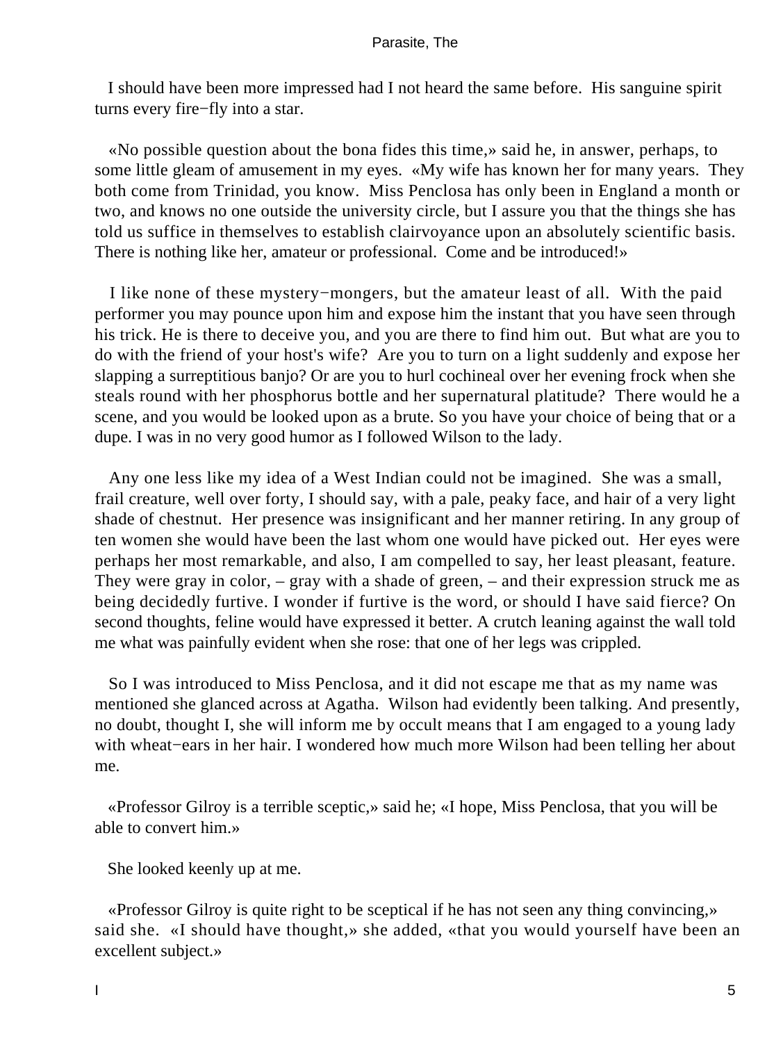I should have been more impressed had I not heard the same before. His sanguine spirit turns every fire−fly into a star.

«No possible question about the bona fides this time,» said he, in answer, perhaps, to some little gleam of amusement in my eyes. «My wife has known her for many years. They both come from Trinidad, you know. Miss Penclosa has only been in England a month or two, and knows no one outside the university circle, but I assure you that the things she has told us suffice in themselves to establish clairvoyance upon an absolutely scientific basis. There is nothing like her, amateur or professional. Come and be introduced!»

I like none of these mystery−mongers, but the amateur least of all. With the paid performer you may pounce upon him and expose him the instant that you have seen through his trick. He is there to deceive you, and you are there to find him out. But what are you to do with the friend of your host's wife? Are you to turn on a light suddenly and expose her slapping a surreptitious banjo? Or are you to hurl cochineal over her evening frock when she steals round with her phosphorus bottle and her supernatural platitude? There would he a scene, and you would be looked upon as a brute. So you have your choice of being that or a dupe. I was in no very good humor as I followed Wilson to the lady.

Any one less like my idea of a West Indian could not be imagined. She was a small, frail creature, well over forty, I should say, with a pale, peaky face, and hair of a very light shade of chestnut. Her presence was insignificant and her manner retiring. In any group of ten women she would have been the last whom one would have picked out. Her eyes were perhaps her most remarkable, and also, I am compelled to say, her least pleasant, feature. They were gray in color, – gray with a shade of green, – and their expression struck me as being decidedly furtive. I wonder if furtive is the word, or should I have said fierce? On second thoughts, feline would have expressed it better. A crutch leaning against the wall told me what was painfully evident when she rose: that one of her legs was crippled.

So I was introduced to Miss Penclosa, and it did not escape me that as my name was mentioned she glanced across at Agatha. Wilson had evidently been talking. And presently, no doubt, thought I, she will inform me by occult means that I am engaged to a young lady with wheat−ears in her hair. I wondered how much more Wilson had been telling her about me.

«Professor Gilroy is a terrible sceptic,» said he; «I hope, Miss Penclosa, that you will be able to convert him.»

She looked keenly up at me.

«Professor Gilroy is quite right to be sceptical if he has not seen any thing convincing,» said she. «I should have thought,» she added, «that you would yourself have been an excellent subject.»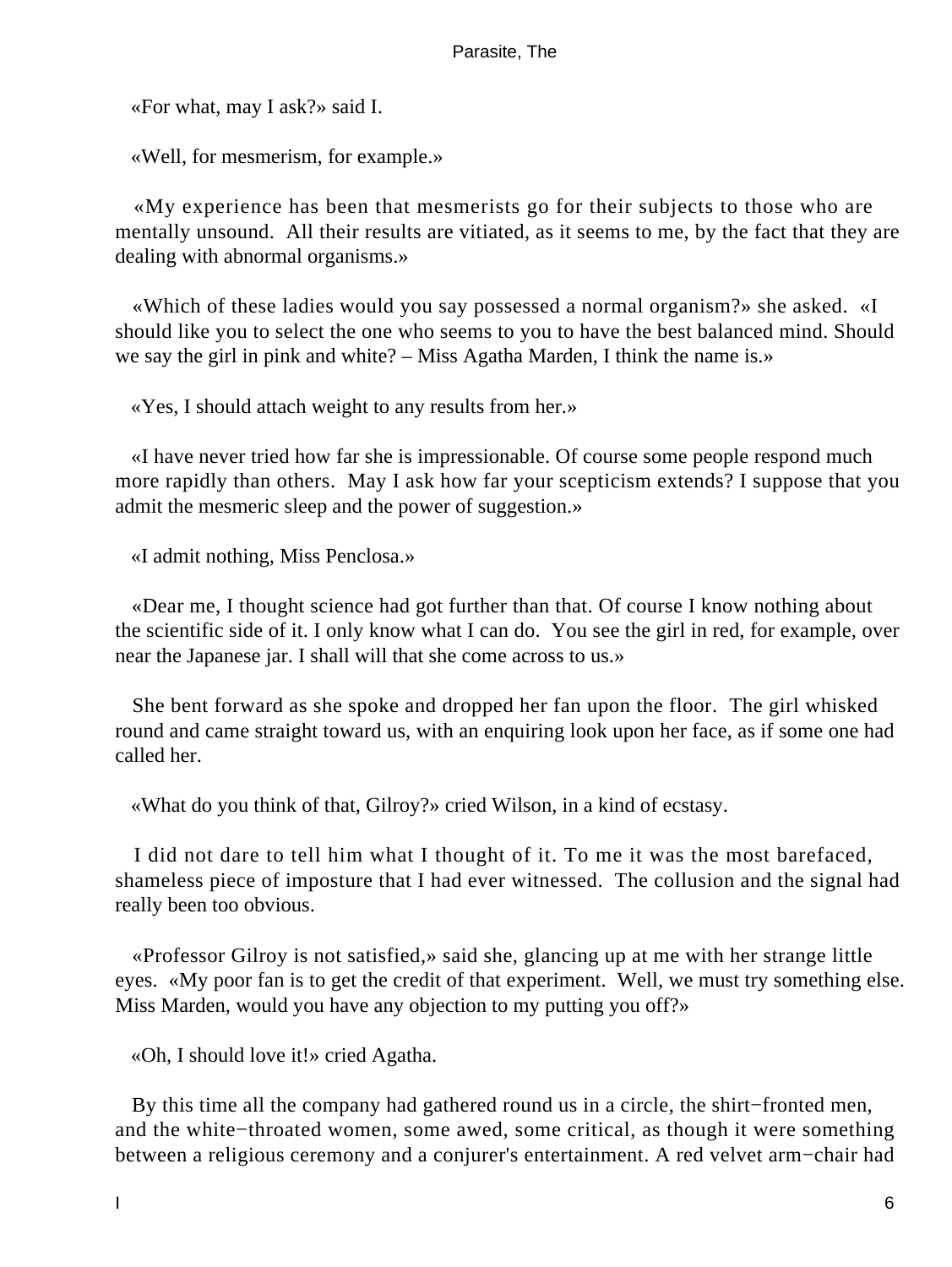«For what, may I ask?» said I.

«Well, for mesmerism, for example.»

«My experience has been that mesmerists go for their subjects to those who are mentally unsound. All their results are vitiated, as it seems to me, by the fact that they are dealing with abnormal organisms.»

«Which of these ladies would you say possessed a normal organism?» she asked. «I should like you to select the one who seems to you to have the best balanced mind. Should we say the girl in pink and white? – Miss Agatha Marden, I think the name is.»

«Yes, I should attach weight to any results from her.»

«I have never tried how far she is impressionable. Of course some people respond much more rapidly than others. May I ask how far your scepticism extends? I suppose that you admit the mesmeric sleep and the power of suggestion.»

«I admit nothing, Miss Penclosa.»

«Dear me, I thought science had got further than that. Of course I know nothing about the scientific side of it. I only know what I can do. You see the girl in red, for example, over near the Japanese jar. I shall will that she come across to us.»

She bent forward as she spoke and dropped her fan upon the floor. The girl whisked round and came straight toward us, with an enquiring look upon her face, as if some one had called her.

«What do you think of that, Gilroy?» cried Wilson, in a kind of ecstasy.

I did not dare to tell him what I thought of it. To me it was the most barefaced, shameless piece of imposture that I had ever witnessed. The collusion and the signal had really been too obvious.

«Professor Gilroy is not satisfied,» said she, glancing up at me with her strange little eyes. «My poor fan is to get the credit of that experiment. Well, we must try something else. Miss Marden, would you have any objection to my putting you off?»

«Oh, I should love it!» cried Agatha.

By this time all the company had gathered round us in a circle, the shirt−fronted men, and the white−throated women, some awed, some critical, as though it were something between a religious ceremony and a conjurer's entertainment. A red velvet arm−chair had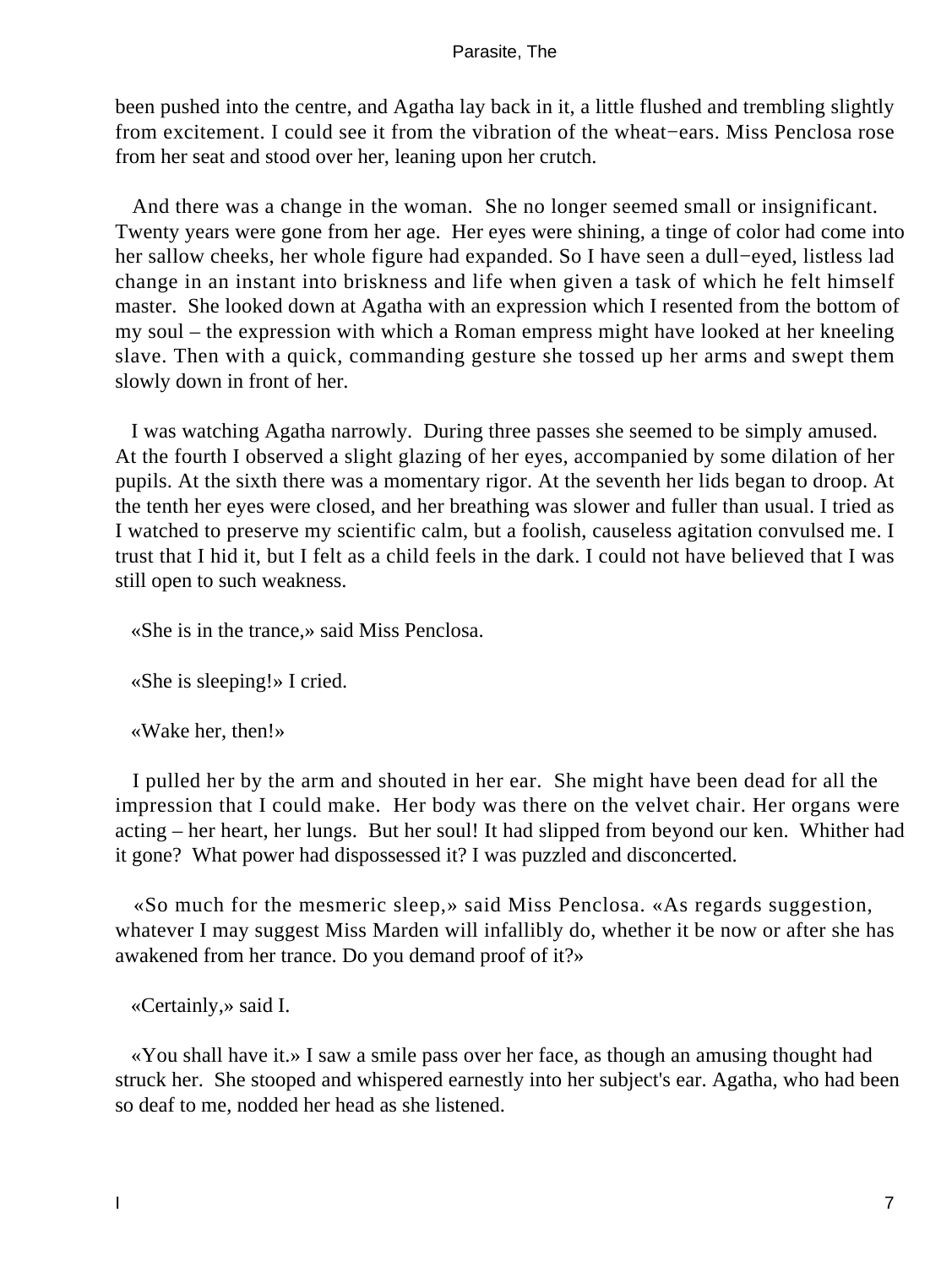been pushed into the centre, and Agatha lay back in it, a little flushed and trembling slightly from excitement. I could see it from the vibration of the wheat−ears. Miss Penclosa rose from her seat and stood over her, leaning upon her crutch.

And there was a change in the woman. She no longer seemed small or insignificant. Twenty years were gone from her age. Her eyes were shining, a tinge of color had come into her sallow cheeks, her whole figure had expanded. So I have seen a dull−eyed, listless lad change in an instant into briskness and life when given a task of which he felt himself master. She looked down at Agatha with an expression which I resented from the bottom of my soul – the expression with which a Roman empress might have looked at her kneeling slave. Then with a quick, commanding gesture she tossed up her arms and swept them slowly down in front of her.

I was watching Agatha narrowly. During three passes she seemed to be simply amused. At the fourth I observed a slight glazing of her eyes, accompanied by some dilation of her pupils. At the sixth there was a momentary rigor. At the seventh her lids began to droop. At the tenth her eyes were closed, and her breathing was slower and fuller than usual. I tried as I watched to preserve my scientific calm, but a foolish, causeless agitation convulsed me. I trust that I hid it, but I felt as a child feels in the dark. I could not have believed that I was still open to such weakness.

«She is in the trance,» said Miss Penclosa.

«She is sleeping!» I cried.

«Wake her, then!»

I pulled her by the arm and shouted in her ear. She might have been dead for all the impression that I could make. Her body was there on the velvet chair. Her organs were acting – her heart, her lungs. But her soul! It had slipped from beyond our ken. Whither had it gone? What power had dispossessed it? I was puzzled and disconcerted.

«So much for the mesmeric sleep,» said Miss Penclosa. «As regards suggestion, whatever I may suggest Miss Marden will infallibly do, whether it be now or after she has awakened from her trance. Do you demand proof of it?»

«Certainly,» said I.

«You shall have it.» I saw a smile pass over her face, as though an amusing thought had struck her. She stooped and whispered earnestly into her subject's ear. Agatha, who had been so deaf to me, nodded her head as she listened.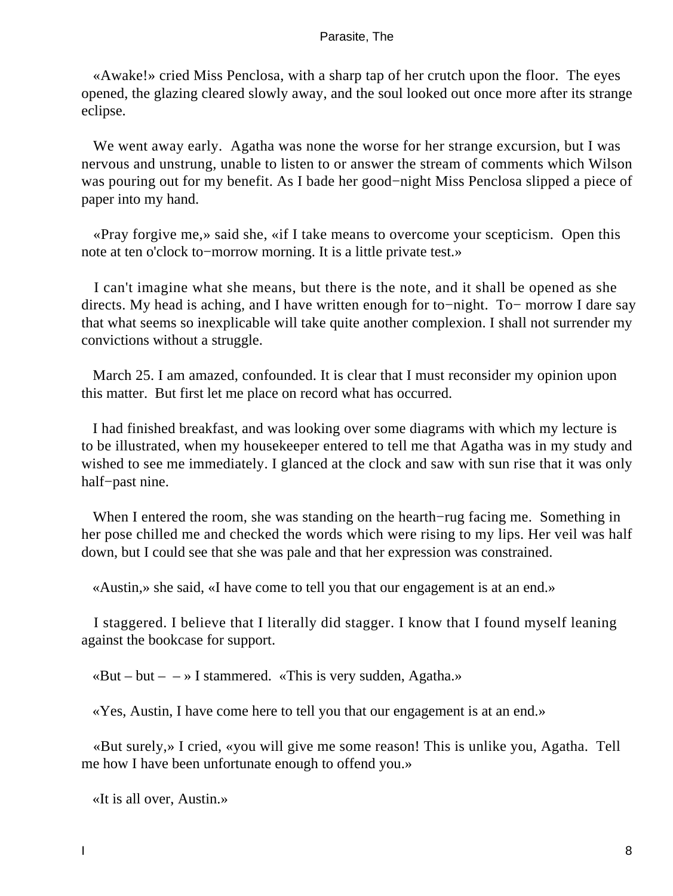«Awake!» cried Miss Penclosa, with a sharp tap of her crutch upon the floor. The eyes opened, the glazing cleared slowly away, and the soul looked out once more after its strange eclipse.

We went away early. Agatha was none the worse for her strange excursion, but I was nervous and unstrung, unable to listen to or answer the stream of comments which Wilson was pouring out for my benefit. As I bade her good−night Miss Penclosa slipped a piece of paper into my hand.

«Pray forgive me,» said she, «if I take means to overcome your scepticism. Open this note at ten o'clock to−morrow morning. It is a little private test.»

I can't imagine what she means, but there is the note, and it shall be opened as she directs. My head is aching, and I have written enough for to−night. To− morrow I dare say that what seems so inexplicable will take quite another complexion. I shall not surrender my convictions without a struggle.

March 25. I am amazed, confounded. It is clear that I must reconsider my opinion upon this matter. But first let me place on record what has occurred.

I had finished breakfast, and was looking over some diagrams with which my lecture is to be illustrated, when my housekeeper entered to tell me that Agatha was in my study and wished to see me immediately. I glanced at the clock and saw with sun rise that it was only half−past nine.

When I entered the room, she was standing on the hearth−rug facing me. Something in her pose chilled me and checked the words which were rising to my lips. Her veil was half down, but I could see that she was pale and that her expression was constrained.

«Austin,» she said, «I have come to tell you that our engagement is at an end.»

I staggered. I believe that I literally did stagger. I know that I found myself leaning against the bookcase for support.

«But – but – – » I stammered. «This is very sudden, Agatha.»

«Yes, Austin, I have come here to tell you that our engagement is at an end.»

«But surely,» I cried, «you will give me some reason! This is unlike you, Agatha. Tell me how I have been unfortunate enough to offend you.»

«It is all over, Austin.»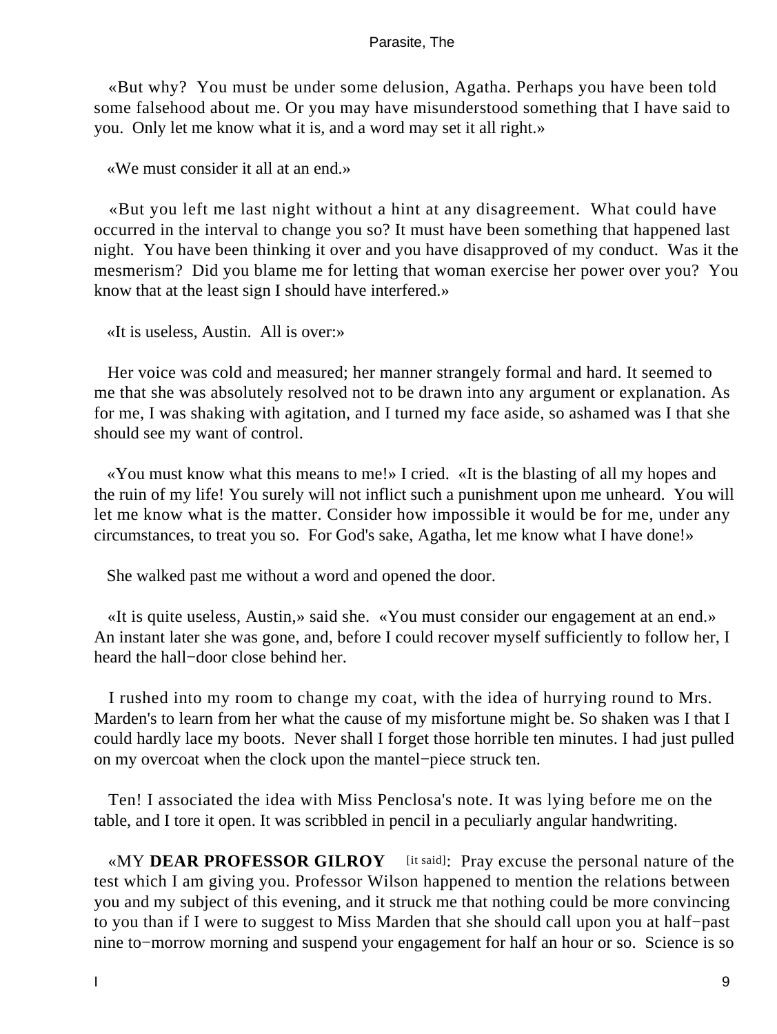«But why? You must be under some delusion, Agatha. Perhaps you have been told some falsehood about me. Or you may have misunderstood something that I have said to you. Only let me know what it is, and a word may set it all right.»

«We must consider it all at an end.»

«But you left me last night without a hint at any disagreement. What could have occurred in the interval to change you so? It must have been something that happened last night. You have been thinking it over and you have disapproved of my conduct. Was it the mesmerism? Did you blame me for letting that woman exercise her power over you? You know that at the least sign I should have interfered.»

«It is useless, Austin. All is over:»

Her voice was cold and measured; her manner strangely formal and hard. It seemed to me that she was absolutely resolved not to be drawn into any argument or explanation. As for me, I was shaking with agitation, and I turned my face aside, so ashamed was I that she should see my want of control.

«You must know what this means to me!» I cried. «It is the blasting of all my hopes and the ruin of my life! You surely will not inflict such a punishment upon me unheard. You will let me know what is the matter. Consider how impossible it would be for me, under any circumstances, to treat you so. For God's sake, Agatha, let me know what I have done!»

She walked past me without a word and opened the door.

«It is quite useless, Austin,» said she. «You must consider our engagement at an end.» An instant later she was gone, and, before I could recover myself sufficiently to follow her, I heard the hall−door close behind her.

I rushed into my room to change my coat, with the idea of hurrying round to Mrs. Marden's to learn from her what the cause of my misfortune might be. So shaken was I that I could hardly lace my boots. Never shall I forget those horrible ten minutes. I had just pulled on my overcoat when the clock upon the mantel−piece struck ten.

Ten! I associated the idea with Miss Penclosa's note. It was lying before me on the table, and I tore it open. It was scribbled in pencil in a peculiarly angular handwriting.

«MY **DEAR PROFESSOR GILROY** [it said]: Pray excuse the personal nature of the test which I am giving you. Professor Wilson happened to mention the relations between you and my subject of this evening, and it struck me that nothing could be more convincing to you than if I were to suggest to Miss Marden that she should call upon you at half−past nine to−morrow morning and suspend your engagement for half an hour or so. Science is so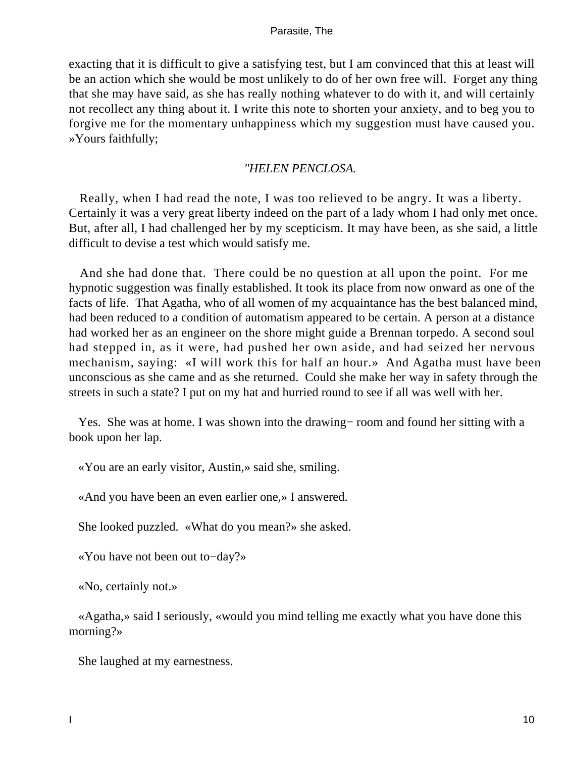exacting that it is difficult to give a satisfying test, but I am convinced that this at least will be an action which she would be most unlikely to do of her own free will. Forget any thing that she may have said, as she has really nothing whatever to do with it, and will certainly not recollect any thing about it. I write this note to shorten your anxiety, and to beg you to forgive me for the momentary unhappiness which my suggestion must have caused you. »Yours faithfully;

*"HELEN PENCLOSA.*

Really, when I had read the note, I was too relieved to be angry. It was a liberty. Certainly it was a very great liberty indeed on the part of a lady whom I had only met once. But, after all, I had challenged her by my scepticism. It may have been, as she said, a little difficult to devise a test which would satisfy me.

And she had done that. There could be no question at all upon the point. For me hypnotic suggestion was finally established. It took its place from now onward as one of the facts of life. That Agatha, who of all women of my acquaintance has the best balanced mind, had been reduced to a condition of automatism appeared to be certain. A person at a distance had worked her as an engineer on the shore might guide a Brennan torpedo. A second soul had stepped in, as it were, had pushed her own aside, and had seized her nervous mechanism, saying: «I will work this for half an hour.» And Agatha must have been unconscious as she came and as she returned. Could she make her way in safety through the streets in such a state? I put on my hat and hurried round to see if all was well with her.

Yes. She was at home. I was shown into the drawing− room and found her sitting with a book upon her lap.

«You are an early visitor, Austin,» said she, smiling.

«And you have been an even earlier one,» I answered.

She looked puzzled. «What do you mean?» she asked.

«You have not been out to−day?»

«No, certainly not.»

«Agatha,» said I seriously, «would you mind telling me exactly what you have done this morning?»

She laughed at my earnestness.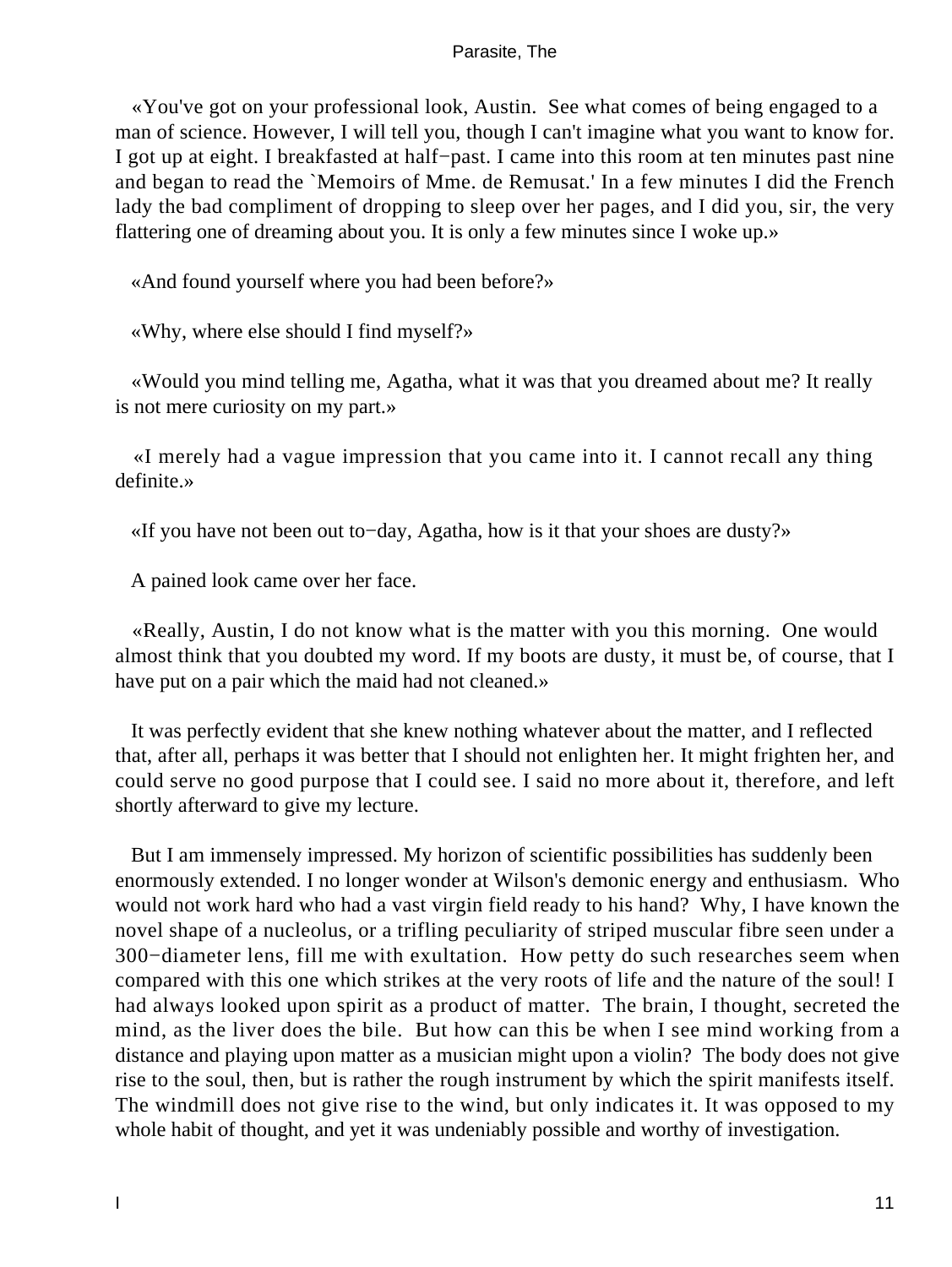«You've got on your professional look, Austin. See what comes of being engaged to a man of science. However, I will tell you, though I can't imagine what you want to know for. I got up at eight. I breakfasted at half−past. I came into this room at ten minutes past nine and began to read the `Memoirs of Mme. de Remusat.' In a few minutes I did the French lady the bad compliment of dropping to sleep over her pages, and I did you, sir, the very flattering one of dreaming about you. It is only a few minutes since I woke up.»

«And found yourself where you had been before?»

«Why, where else should I find myself?»

«Would you mind telling me, Agatha, what it was that you dreamed about me? It really is not mere curiosity on my part.»

«I merely had a vague impression that you came into it. I cannot recall any thing definite.»

«If you have not been out to−day, Agatha, how is it that your shoes are dusty?»

A pained look came over her face.

«Really, Austin, I do not know what is the matter with you this morning. One would almost think that you doubted my word. If my boots are dusty, it must be, of course, that I have put on a pair which the maid had not cleaned.»

It was perfectly evident that she knew nothing whatever about the matter, and I reflected that, after all, perhaps it was better that I should not enlighten her. It might frighten her, and could serve no good purpose that I could see. I said no more about it, therefore, and left shortly afterward to give my lecture.

But I am immensely impressed. My horizon of scientific possibilities has suddenly been enormously extended. I no longer wonder at Wilson's demonic energy and enthusiasm. Who would not work hard who had a vast virgin field ready to his hand? Why, I have known the novel shape of a nucleolus, or a trifling peculiarity of striped muscular fibre seen under a 300−diameter lens, fill me with exultation. How petty do such researches seem when compared with this one which strikes at the very roots of life and the nature of the soul! I had always looked upon spirit as a product of matter. The brain, I thought, secreted the mind, as the liver does the bile. But how can this be when I see mind working from a distance and playing upon matter as a musician might upon a violin? The body does not give rise to the soul, then, but is rather the rough instrument by which the spirit manifests itself. The windmill does not give rise to the wind, but only indicates it. It was opposed to my whole habit of thought, and yet it was undeniably possible and worthy of investigation.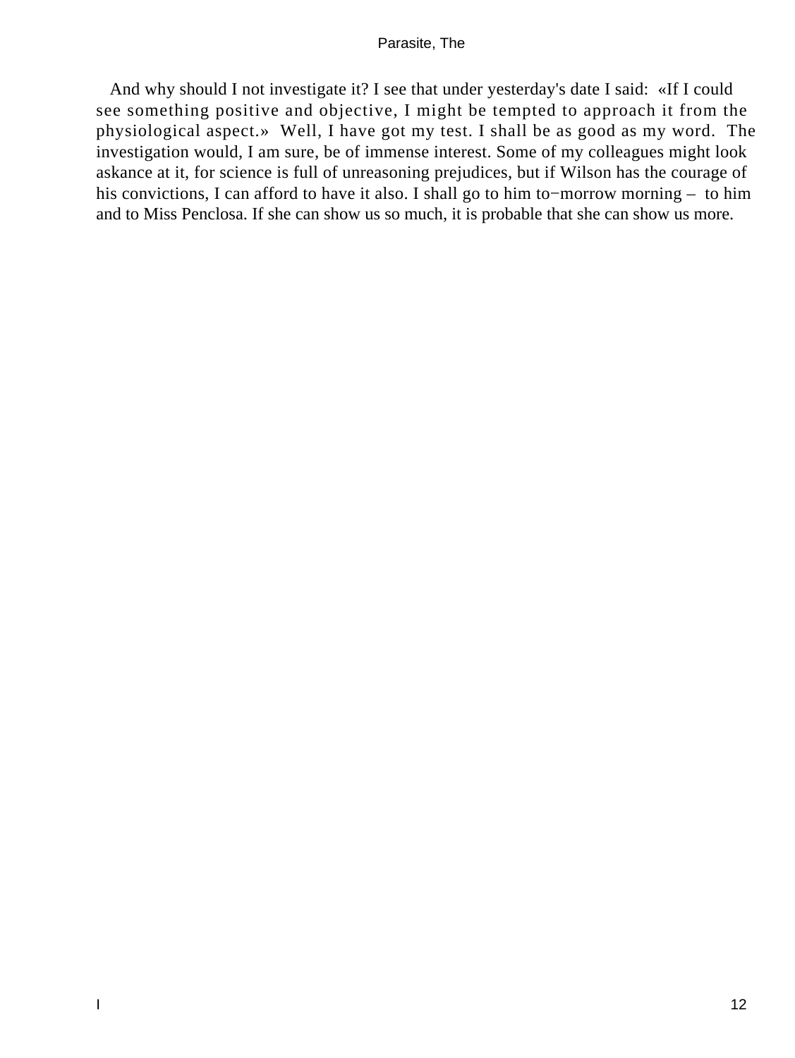And why should I not investigate it? I see that under yesterday's date I said: «If I could see something positive and objective, I might be tempted to approach it from the physiological aspect.» Well, I have got my test. I shall be as good as my word. The investigation would, I am sure, be of immense interest. Some of my colleagues might look askance at it, for science is full of unreasoning prejudices, but if Wilson has the courage of his convictions, I can afford to have it also. I shall go to him to−morrow morning – to him and to Miss Penclosa. If she can show us so much, it is probable that she can show us more.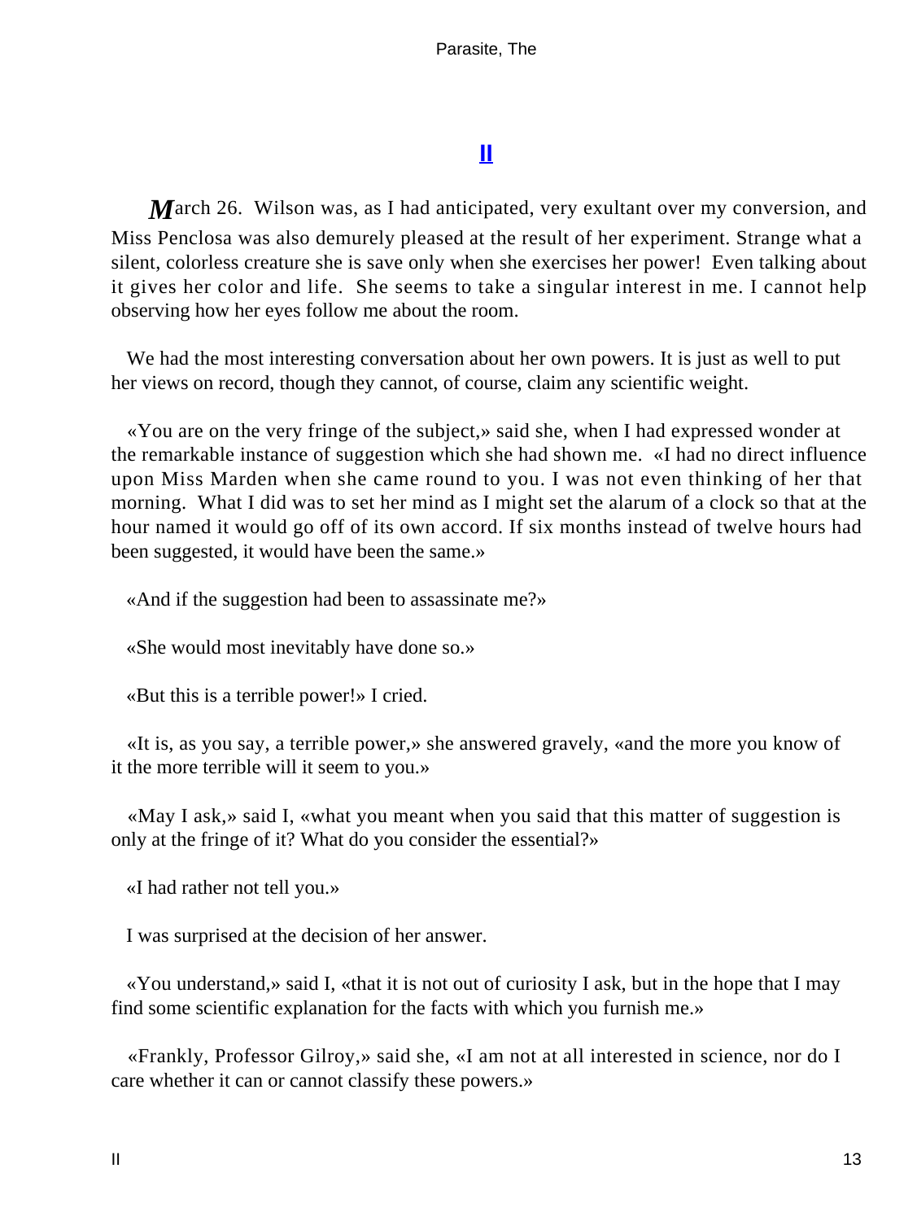## II

*M*arch 26. Wilson was, as I had anticipated, very exultant over my conversion, and Miss Penclosa was also demurely pleased at the result of her experiment. Strange what a silent, colorless creature she is save only when she exercises her power! Even talking about it gives her color and life. She seems to take a singular interest in me. I cannot help observing how her eyes follow me about the room.

We had the most interesting conversation about her own powers. It is just as well to put her views on record, though they cannot, of course, claim any scientific weight.

«You are on the very fringe of the subject,» said she, when I had expressed wonder at the remarkable instance of suggestion which she had shown me. «I had no direct influence upon Miss Marden when she came round to you. I was not even thinking of her that morning. What I did was to set her mind as I might set the alarum of a clock so that at the hour named it would go off of its own accord. If six months instead of twelve hours had been suggested, it would have been the same.»

«And if the suggestion had been to assassinate me?»

«She would most inevitably have done so.»

«But this is a terrible power!» I cried.

«It is, as you say, a terrible power,» she answered gravely, «and the more you know of it the more terrible will it seem to you.»

«May I ask,» said I, «what you meant when you said that this matter of suggestion is only at the fringe of it? What do you consider the essential?»

«I had rather not tell you.»

I was surprised at the decision of her answer.

«You understand,» said I, «that it is not out of curiosity I ask, but in the hope that I may find some scientific explanation for the facts with which you furnish me.»

«Frankly, Professor Gilroy,» said she, «I am not at all interested in science, nor do I care whether it can or cannot classify these powers.»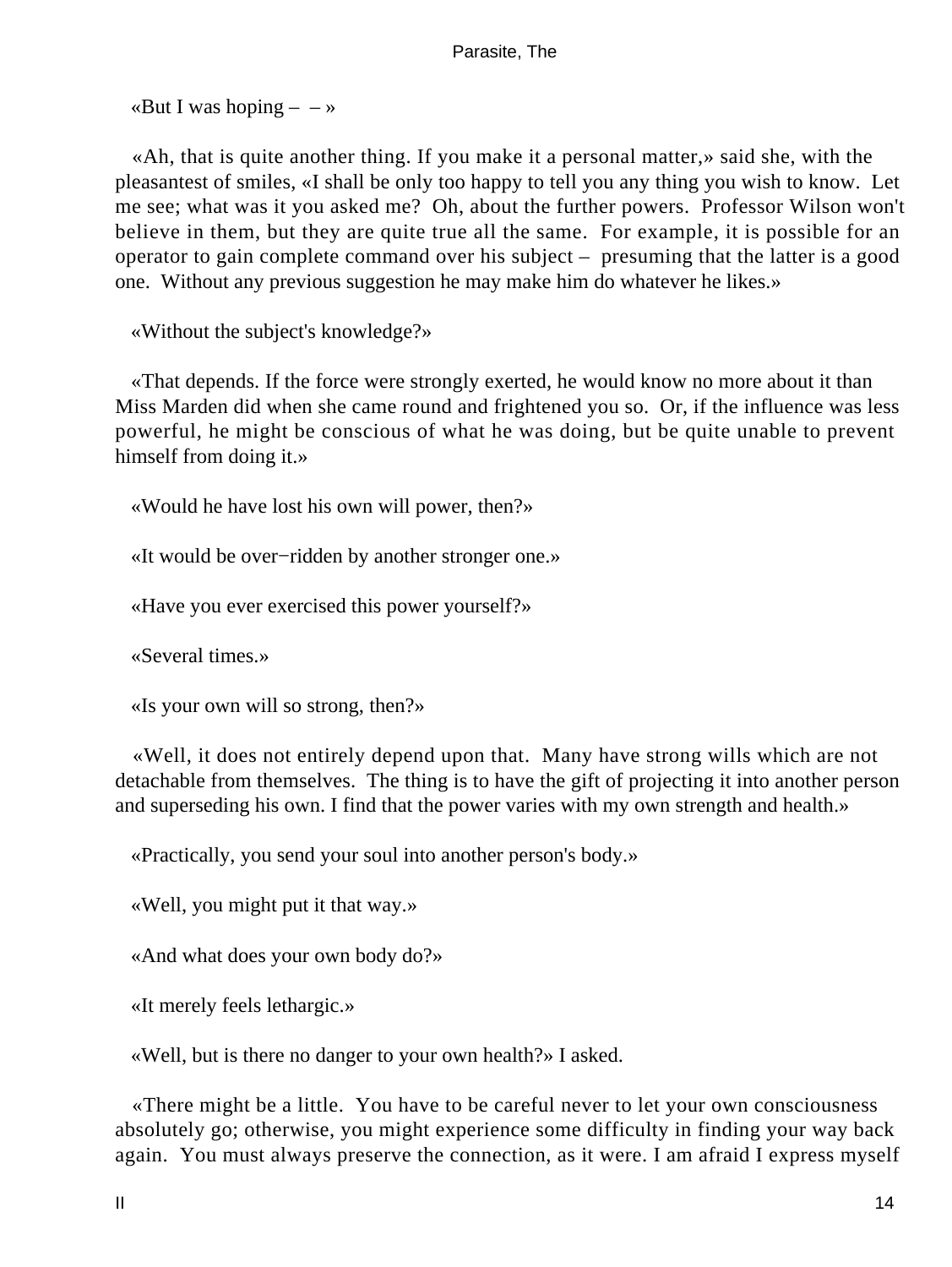«But I was hoping – – »

«Ah, that is quite another thing. If you make it a personal matter,» said she, with the pleasantest of smiles, «I shall be only too happy to tell you any thing you wish to know. Let me see; what was it you asked me? Oh, about the further powers. Professor Wilson won't believe in them, but they are quite true all the same. For example, it is possible for an operator to gain complete command over his subject – presuming that the latter is a good one. Without any previous suggestion he may make him do whatever he likes.»

«Without the subject's knowledge?»

«That depends. If the force were strongly exerted, he would know no more about it than Miss Marden did when she came round and frightened you so. Or, if the influence was less powerful, he might be conscious of what he was doing, but be quite unable to prevent himself from doing it.»

«Would he have lost his own will power, then?»

«It would be over−ridden by another stronger one.»

«Have you ever exercised this power yourself?»

«Several times.»

«Is your own will so strong, then?»

«Well, it does not entirely depend upon that. Many have strong wills which are not detachable from themselves. The thing is to have the gift of projecting it into another person and superseding his own. I find that the power varies with my own strength and health.»

«Practically, you send your soul into another person's body.»

«Well, you might put it that way.»

«And what does your own body do?»

«It merely feels lethargic.»

«Well, but is there no danger to your own health?» I asked.

«There might be a little. You have to be careful never to let your own consciousness absolutely go; otherwise, you might experience some difficulty in finding your way back again. You must always preserve the connection, as it were. I am afraid I express myself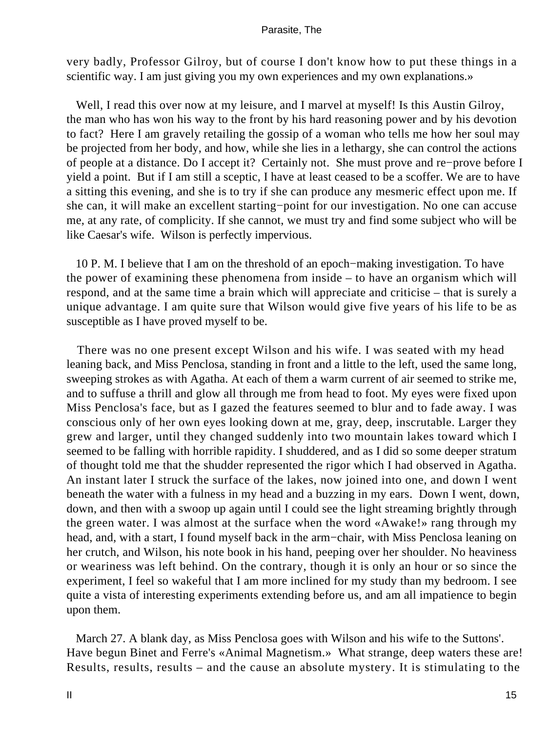very badly, Professor Gilroy, but of course I don't know how to put these things in a scientific way. I am just giving you my own experiences and my own explanations.»

Well, I read this over now at my leisure, and I marvel at myself! Is this Austin Gilroy, the man who has won his way to the front by his hard reasoning power and by his devotion to fact? Here I am gravely retailing the gossip of a woman who tells me how her soul may be projected from her body, and how, while she lies in a lethargy, she can control the actions of people at a distance. Do I accept it? Certainly not. She must prove and re−prove before I yield a point. But if I am still a sceptic, I have at least ceased to be a scoffer. We are to have a sitting this evening, and she is to try if she can produce any mesmeric effect upon me. If she can, it will make an excellent starting−point for our investigation. No one can accuse me, at any rate, of complicity. If she cannot, we must try and find some subject who will be like Caesar's wife. Wilson is perfectly impervious.

10 P. M. I believe that I am on the threshold of an epoch−making investigation. To have the power of examining these phenomena from inside – to have an organism which will respond, and at the same time a brain which will appreciate and criticise – that is surely a unique advantage. I am quite sure that Wilson would give five years of his life to be as susceptible as I have proved myself to be.

There was no one present except Wilson and his wife. I was seated with my head leaning back, and Miss Penclosa, standing in front and a little to the left, used the same long, sweeping strokes as with Agatha. At each of them a warm current of air seemed to strike me, and to suffuse a thrill and glow all through me from head to foot. My eyes were fixed upon Miss Penclosa's face, but as I gazed the features seemed to blur and to fade away. I was conscious only of her own eyes looking down at me, gray, deep, inscrutable. Larger they grew and larger, until they changed suddenly into two mountain lakes toward which I seemed to be falling with horrible rapidity. I shuddered, and as I did so some deeper stratum of thought told me that the shudder represented the rigor which I had observed in Agatha. An instant later I struck the surface of the lakes, now joined into one, and down I went beneath the water with a fulness in my head and a buzzing in my ears. Down I went, down, down, and then with a swoop up again until I could see the light streaming brightly through the green water. I was almost at the surface when the word «Awake!» rang through my head, and, with a start, I found myself back in the arm−chair, with Miss Penclosa leaning on her crutch, and Wilson, his note book in his hand, peeping over her shoulder. No heaviness or weariness was left behind. On the contrary, though it is only an hour or so since the experiment, I feel so wakeful that I am more inclined for my study than my bedroom. I see quite a vista of interesting experiments extending before us, and am all impatience to begin upon them.

March 27. A blank day, as Miss Penclosa goes with Wilson and his wife to the Suttons'. Have begun Binet and Ferre's «Animal Magnetism.» What strange, deep waters these are! Results, results, results – and the cause an absolute mystery. It is stimulating to the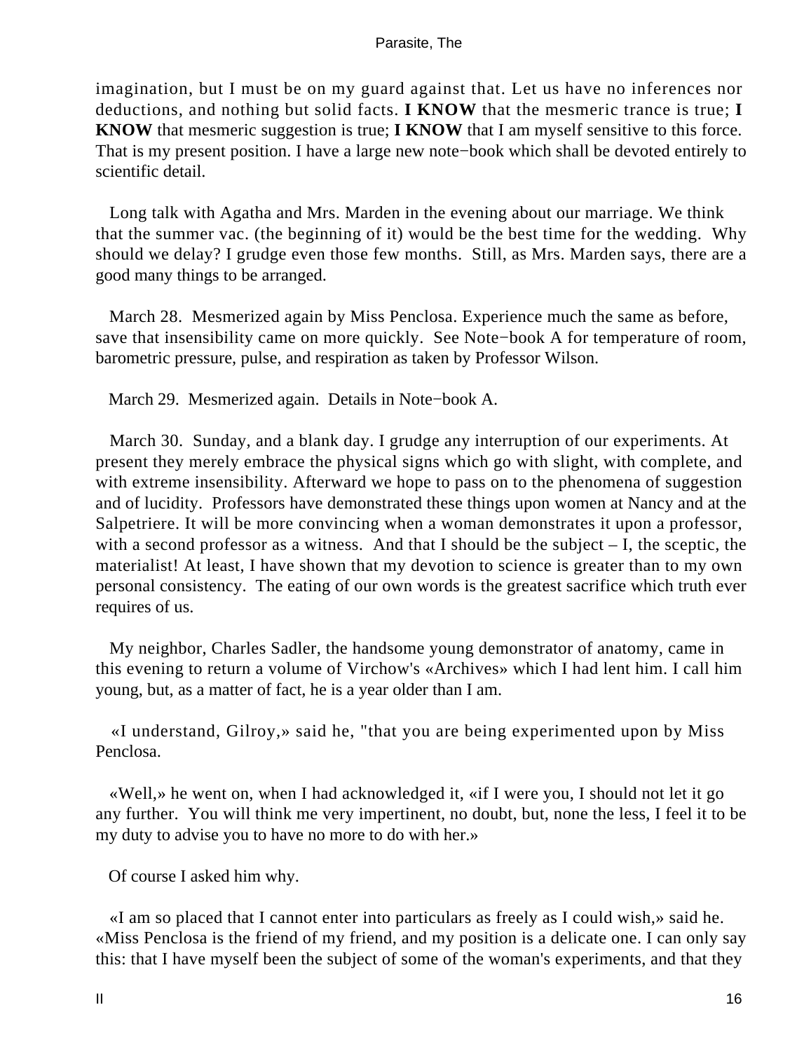imagination, but I must be on my guard against that. Let us have no inferences nor deductions, and nothing but solid facts. **I KNOW** that the mesmeric trance is true; **I KNOW** that mesmeric suggestion is true; **I KNOW** that I am myself sensitive to this force. That is my present position. I have a large new note−book which shall be devoted entirely to scientific detail.

Long talk with Agatha and Mrs. Marden in the evening about our marriage. We think that the summer vac. (the beginning of it) would be the best time for the wedding. Why should we delay? I grudge even those few months. Still, as Mrs. Marden says, there are a good many things to be arranged.

March 28. Mesmerized again by Miss Penclosa. Experience much the same as before, save that insensibility came on more quickly. See Note−book A for temperature of room, barometric pressure, pulse, and respiration as taken by Professor Wilson.

March 29. Mesmerized again. Details in Note−book A.

March 30. Sunday, and a blank day. I grudge any interruption of our experiments. At present they merely embrace the physical signs which go with slight, with complete, and with extreme insensibility. Afterward we hope to pass on to the phenomena of suggestion and of lucidity. Professors have demonstrated these things upon women at Nancy and at the Salpetriere. It will be more convincing when a woman demonstrates it upon a professor, with a second professor as a witness. And that I should be the subject – I, the sceptic, the materialist! At least, I have shown that my devotion to science is greater than to my own personal consistency. The eating of our own words is the greatest sacrifice which truth ever requires of us.

My neighbor, Charles Sadler, the handsome young demonstrator of anatomy, came in this evening to return a volume of Virchow's «Archives» which I had lent him. I call him young, but, as a matter of fact, he is a year older than I am.

«I understand, Gilroy,» said he, "that you are being experimented upon by Miss Penclosa.

«Well,» he went on, when I had acknowledged it, «if I were you, I should not let it go any further. You will think me very impertinent, no doubt, but, none the less, I feel it to be my duty to advise you to have no more to do with her.»

Of course I asked him why.

«I am so placed that I cannot enter into particulars as freely as I could wish,» said he. «Miss Penclosa is the friend of my friend, and my position is a delicate one. I can only say this: that I have myself been the subject of some of the woman's experiments, and that they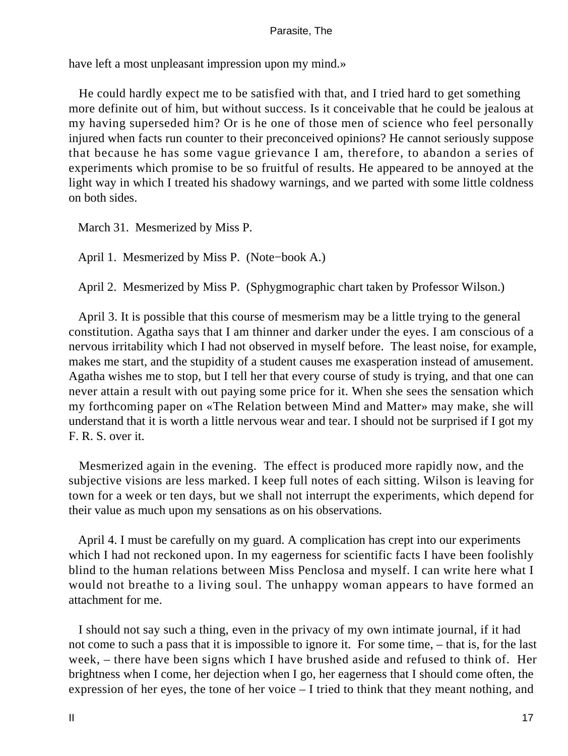have left a most unpleasant impression upon my mind.»

He could hardly expect me to be satisfied with that, and I tried hard to get something more definite out of him, but without success. Is it conceivable that he could be jealous at my having superseded him? Or is he one of those men of science who feel personally injured when facts run counter to their preconceived opinions? He cannot seriously suppose that because he has some vague grievance I am, therefore, to abandon a series of experiments which promise to be so fruitful of results. He appeared to be annoyed at the light way in which I treated his shadowy warnings, and we parted with some little coldness on both sides.

March 31. Mesmerized by Miss P.

April 1. Mesmerized by Miss P. (Note−book A.)

April 2. Mesmerized by Miss P. (Sphygmographic chart taken by Professor Wilson.)

April 3. It is possible that this course of mesmerism may be a little trying to the general constitution. Agatha says that I am thinner and darker under the eyes. I am conscious of a nervous irritability which I had not observed in myself before. The least noise, for example, makes me start, and the stupidity of a student causes me exasperation instead of amusement. Agatha wishes me to stop, but I tell her that every course of study is trying, and that one can never attain a result with out paying some price for it. When she sees the sensation which my forthcoming paper on «The Relation between Mind and Matter» may make, she will understand that it is worth a little nervous wear and tear. I should not be surprised if I got my F. R. S. over it.

Mesmerized again in the evening. The effect is produced more rapidly now, and the subjective visions are less marked. I keep full notes of each sitting. Wilson is leaving for town for a week or ten days, but we shall not interrupt the experiments, which depend for their value as much upon my sensations as on his observations.

April 4. I must be carefully on my guard. A complication has crept into our experiments which I had not reckoned upon. In my eagerness for scientific facts I have been foolishly blind to the human relations between Miss Penclosa and myself. I can write here what I would not breathe to a living soul. The unhappy woman appears to have formed an attachment for me.

I should not say such a thing, even in the privacy of my own intimate journal, if it had not come to such a pass that it is impossible to ignore it. For some time, – that is, for the last week, – there have been signs which I have brushed aside and refused to think of. Her brightness when I come, her dejection when I go, her eagerness that I should come often, the expression of her eyes, the tone of her voice – I tried to think that they meant nothing, and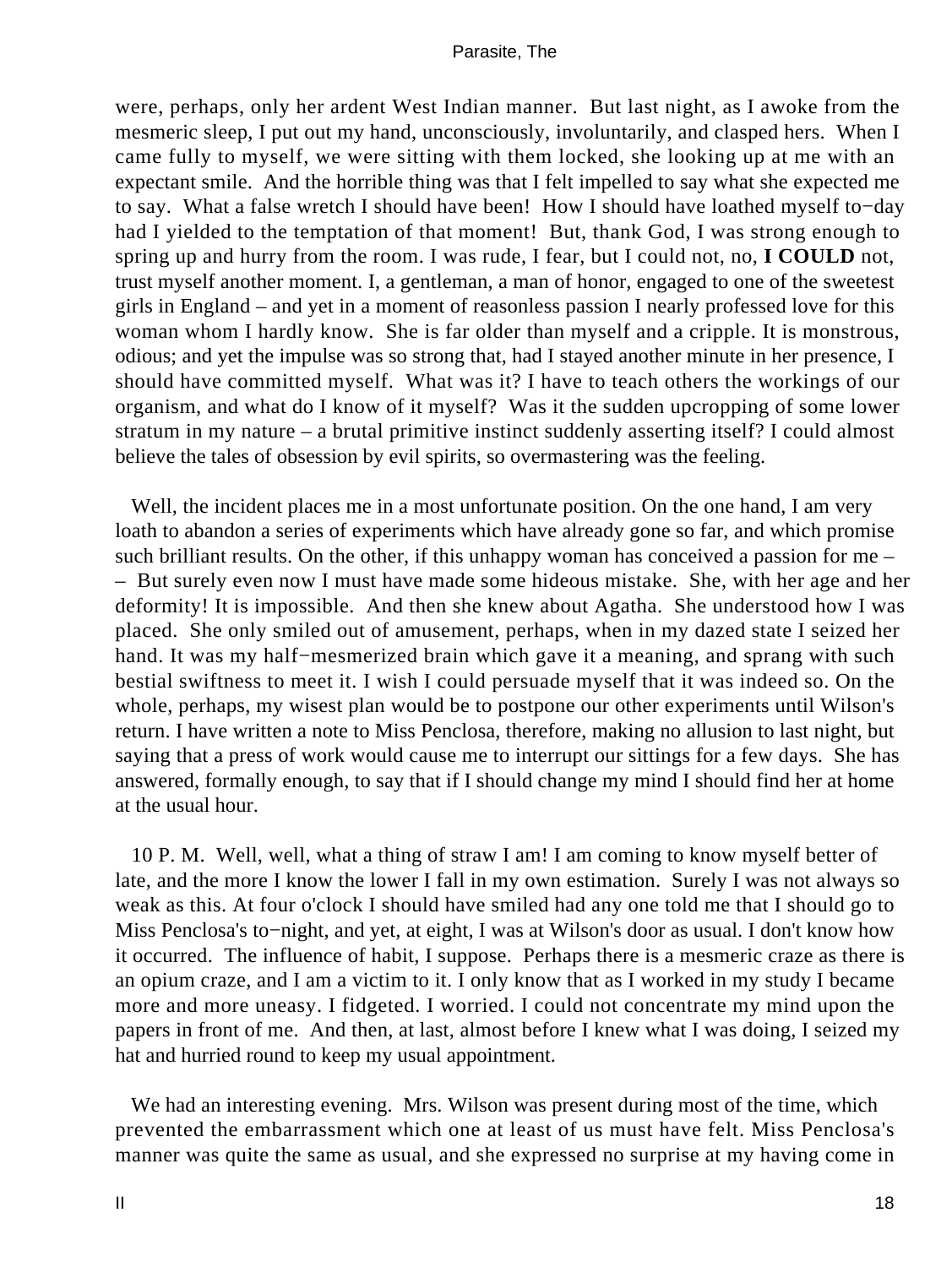were, perhaps, only her ardent West Indian manner. But last night, as I awoke from the mesmeric sleep, I put out my hand, unconsciously, involuntarily, and clasped hers. When I came fully to myself, we were sitting with them locked, she looking up at me with an expectant smile. And the horrible thing was that I felt impelled to say what she expected me to say. What a false wretch I should have been! How I should have loathed myself to−day had I yielded to the temptation of that moment! But, thank God, I was strong enough to spring up and hurry from the room. I was rude, I fear, but I could not, no, **I COULD** not, trust myself another moment. I, a gentleman, a man of honor, engaged to one of the sweetest girls in England – and yet in a moment of reasonless passion I nearly professed love for this woman whom I hardly know. She is far older than myself and a cripple. It is monstrous, odious; and yet the impulse was so strong that, had I stayed another minute in her presence, I should have committed myself. What was it? I have to teach others the workings of our organism, and what do I know of it myself? Was it the sudden upcropping of some lower stratum in my nature – a brutal primitive instinct suddenly asserting itself? I could almost believe the tales of obsession by evil spirits, so overmastering was the feeling.

Well, the incident places me in a most unfortunate position. On the one hand, I am very loath to abandon a series of experiments which have already gone so far, and which promise such brilliant results. On the other, if this unhappy woman has conceived a passion for me – – But surely even now I must have made some hideous mistake. She, with her age and her deformity! It is impossible. And then she knew about Agatha. She understood how I was placed. She only smiled out of amusement, perhaps, when in my dazed state I seized her hand. It was my half−mesmerized brain which gave it a meaning, and sprang with such bestial swiftness to meet it. I wish I could persuade myself that it was indeed so. On the whole, perhaps, my wisest plan would be to postpone our other experiments until Wilson's return. I have written a note to Miss Penclosa, therefore, making no allusion to last night, but saying that a press of work would cause me to interrupt our sittings for a few days. She has answered, formally enough, to say that if I should change my mind I should find her at home at the usual hour.

10 P. M. Well, well, what a thing of straw I am! I am coming to know myself better of late, and the more I know the lower I fall in my own estimation. Surely I was not always so weak as this. At four o'clock I should have smiled had any one told me that I should go to Miss Penclosa's to−night, and yet, at eight, I was at Wilson's door as usual. I don't know how it occurred. The influence of habit, I suppose. Perhaps there is a mesmeric craze as there is an opium craze, and I am a victim to it. I only know that as I worked in my study I became more and more uneasy. I fidgeted. I worried. I could not concentrate my mind upon the papers in front of me. And then, at last, almost before I knew what I was doing, I seized my hat and hurried round to keep my usual appointment.

We had an interesting evening. Mrs. Wilson was present during most of the time, which prevented the embarrassment which one at least of us must have felt. Miss Penclosa's manner was quite the same as usual, and she expressed no surprise at my having come in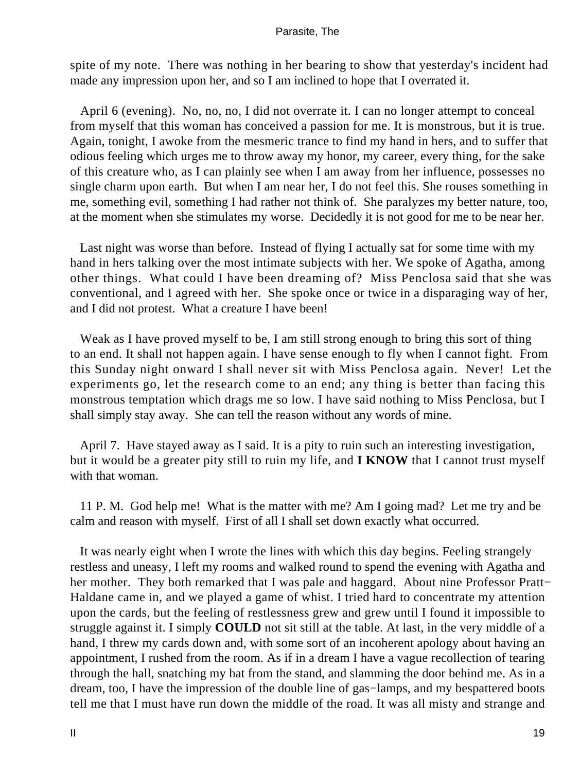spite of my note. There was nothing in her bearing to show that yesterday's incident had made any impression upon her, and so I am inclined to hope that I overrated it.

April 6 (evening). No, no, no, I did not overrate it. I can no longer attempt to conceal from myself that this woman has conceived a passion for me. It is monstrous, but it is true. Again, tonight, I awoke from the mesmeric trance to find my hand in hers, and to suffer that odious feeling which urges me to throw away my honor, my career, every thing, for the sake of this creature who, as I can plainly see when I am away from her influence, possesses no single charm upon earth. But when I am near her, I do not feel this. She rouses something in me, something evil, something I had rather not think of. She paralyzes my better nature, too, at the moment when she stimulates my worse. Decidedly it is not good for me to be near her.

Last night was worse than before. Instead of flying I actually sat for some time with my hand in hers talking over the most intimate subjects with her. We spoke of Agatha, among other things. What could I have been dreaming of? Miss Penclosa said that she was conventional, and I agreed with her. She spoke once or twice in a disparaging way of her, and I did not protest. What a creature I have been!

Weak as I have proved myself to be, I am still strong enough to bring this sort of thing to an end. It shall not happen again. I have sense enough to fly when I cannot fight. From this Sunday night onward I shall never sit with Miss Penclosa again. Never! Let the experiments go, let the research come to an end; any thing is better than facing this monstrous temptation which drags me so low. I have said nothing to Miss Penclosa, but I shall simply stay away. She can tell the reason without any words of mine.

April 7. Have stayed away as I said. It is a pity to ruin such an interesting investigation, but it would be a greater pity still to ruin my life, and **I KNOW** that I cannot trust myself with that woman.

11 P. M. God help me! What is the matter with me? Am I going mad? Let me try and be calm and reason with myself. First of all I shall set down exactly what occurred.

It was nearly eight when I wrote the lines with which this day begins. Feeling strangely restless and uneasy, I left my rooms and walked round to spend the evening with Agatha and her mother. They both remarked that I was pale and haggard. About nine Professor Pratt-Haldane came in, and we played a game of whist. I tried hard to concentrate my attention upon the cards, but the feeling of restlessness grew and grew until I found it impossible to struggle against it. I simply **COULD** not sit still at the table. At last, in the very middle of a hand, I threw my cards down and, with some sort of an incoherent apology about having an appointment, I rushed from the room. As if in a dream I have a vague recollection of tearing through the hall, snatching my hat from the stand, and slamming the door behind me. As in a dream, too, I have the impression of the double line of gas-lamps, and my bespattered boots tell me that I must have run down the middle of the road. It was all misty and strange and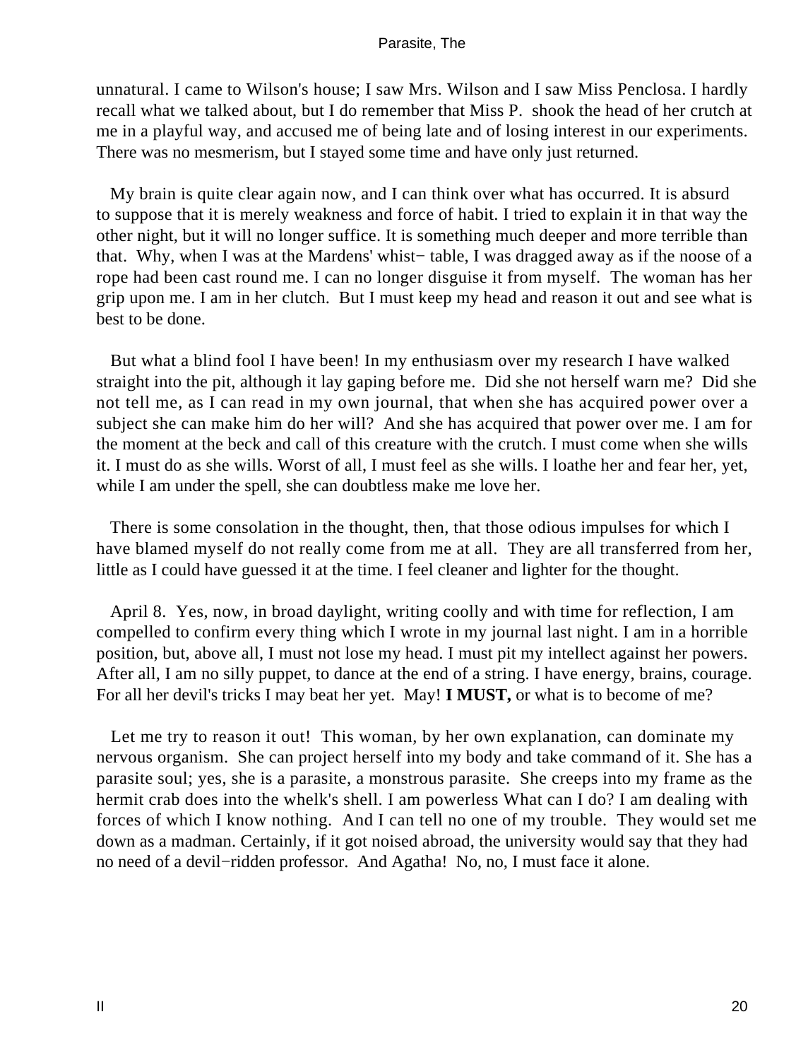unnatural. I came to Wilson's house; I saw Mrs. Wilson and I saw Miss Penclosa. I hardly recall what we talked about, but I do remember that Miss P. shook the head of her crutch at me in a playful way, and accused me of being late and of losing interest in our experiments. There was no mesmerism, but I stayed some time and have only just returned.

My brain is quite clear again now, and I can think over what has occurred. It is absurd to suppose that it is merely weakness and force of habit. I tried to explain it in that way the other night, but it will no longer suffice. It is something much deeper and more terrible than that. Why, when I was at the Mardens' whist− table, I was dragged away as if the noose of a rope had been cast round me. I can no longer disguise it from myself. The woman has her grip upon me. I am in her clutch. But I must keep my head and reason it out and see what is best to be done.

But what a blind fool I have been! In my enthusiasm over my research I have walked straight into the pit, although it lay gaping before me. Did she not herself warn me? Did she not tell me, as I can read in my own journal, that when she has acquired power over a subject she can make him do her will? And she has acquired that power over me. I am for the moment at the beck and call of this creature with the crutch. I must come when she wills it. I must do as she wills. Worst of all, I must feel as she wills. I loathe her and fear her, yet, while I am under the spell, she can doubtless make me love her.

There is some consolation in the thought, then, that those odious impulses for which I have blamed myself do not really come from me at all. They are all transferred from her, little as I could have guessed it at the time. I feel cleaner and lighter for the thought.

April 8. Yes, now, in broad daylight, writing coolly and with time for reflection, I am compelled to confirm every thing which I wrote in my journal last night. I am in a horrible position, but, above all, I must not lose my head. I must pit my intellect against her powers. After all, I am no silly puppet, to dance at the end of a string. I have energy, brains, courage. For all her devil's tricks I may beat her yet. May! **I MUST,** or what is to become of me?

Let me try to reason it out! This woman, by her own explanation, can dominate my nervous organism. She can project herself into my body and take command of it. She has a parasite soul; yes, she is a parasite, a monstrous parasite. She creeps into my frame as the hermit crab does into the whelk's shell. I am powerless What can I do? I am dealing with forces of which I know nothing. And I can tell no one of my trouble. They would set me down as a madman. Certainly, if it got noised abroad, the university would say that they had no need of a devil−ridden professor. And Agatha! No, no, I must face it alone.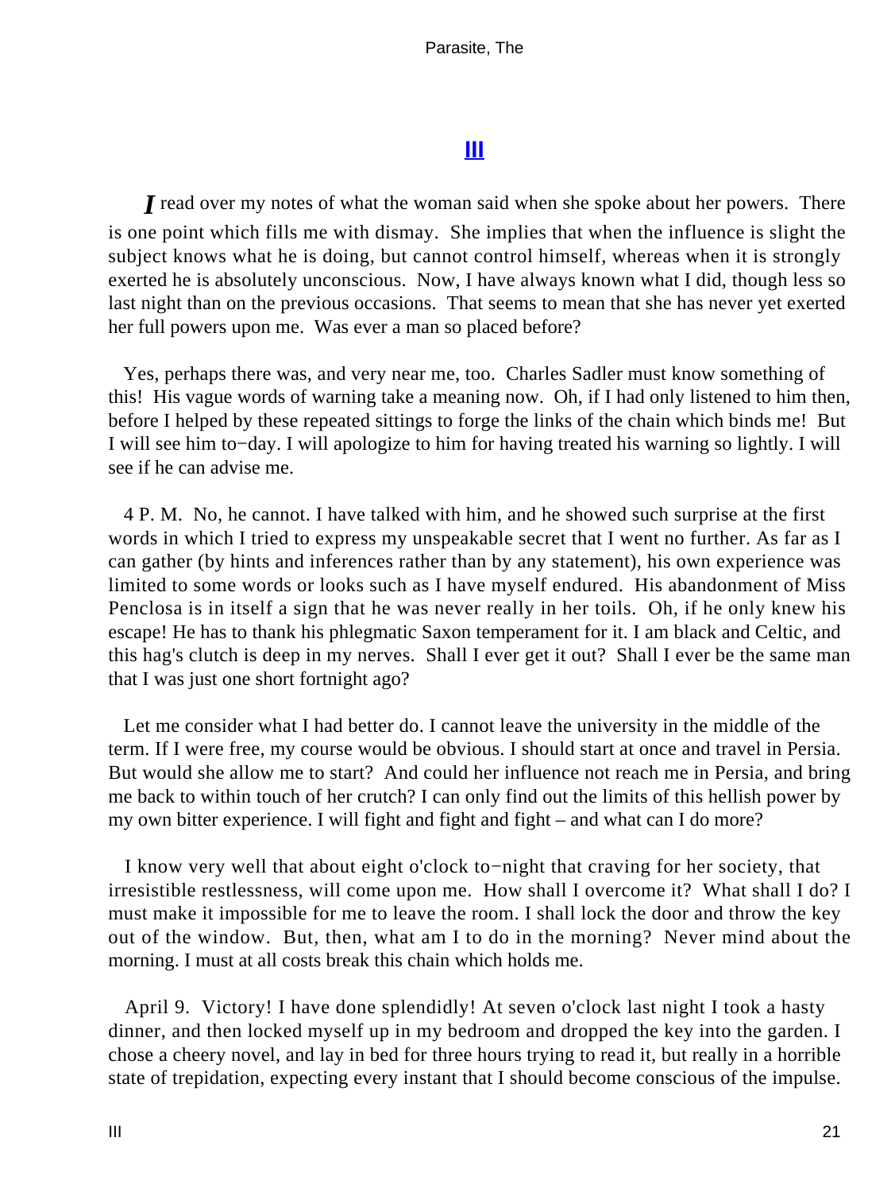## III

*I* read over my notes of what the woman said when she spoke about her powers. There is one point which fills me with dismay. She implies that when the influence is slight the subject knows what he is doing, but cannot control himself, whereas when it is strongly exerted he is absolutely unconscious. Now, I have always known what I did, though less so last night than on the previous occasions. That seems to mean that she has never yet exerted her full powers upon me. Was ever a man so placed before?

Yes, perhaps there was, and very near me, too. Charles Sadler must know something of this! His vague words of warning take a meaning now. Oh, if I had only listened to him then, before I helped by these repeated sittings to forge the links of the chain which binds me! But I will see him to−day. I will apologize to him for having treated his warning so lightly. I will see if he can advise me.

4 P. M. No, he cannot. I have talked with him, and he showed such surprise at the first words in which I tried to express my unspeakable secret that I went no further. As far as I can gather (by hints and inferences rather than by any statement), his own experience was limited to some words or looks such as I have myself endured. His abandonment of Miss Penclosa is in itself a sign that he was never really in her toils. Oh, if he only knew his escape! He has to thank his phlegmatic Saxon temperament for it. I am black and Celtic, and this hag's clutch is deep in my nerves. Shall I ever get it out? Shall I ever be the same man that I was just one short fortnight ago?

Let me consider what I had better do. I cannot leave the university in the middle of the term. If I were free, my course would be obvious. I should start at once and travel in Persia. But would she allow me to start? And could her influence not reach me in Persia, and bring me back to within touch of her crutch? I can only find out the limits of this hellish power by my own bitter experience. I will fight and fight and fight – and what can I do more?

I know very well that about eight o'clock to−night that craving for her society, that irresistible restlessness, will come upon me. How shall I overcome it? What shall I do? I must make it impossible for me to leave the room. I shall lock the door and throw the key out of the window. But, then, what am I to do in the morning? Never mind about the morning. I must at all costs break this chain which holds me.

April 9. Victory! I have done splendidly! At seven o'clock last night I took a hasty dinner, and then locked myself up in my bedroom and dropped the key into the garden. I chose a cheery novel, and lay in bed for three hours trying to read it, but really in a horrible state of trepidation, expecting every instant that I should become conscious of the impulse.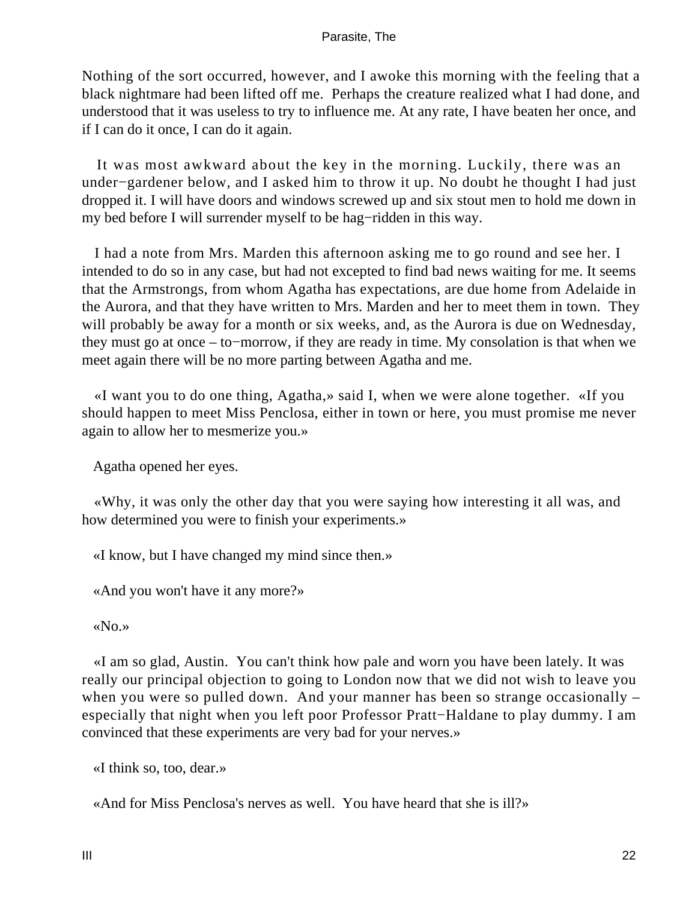Nothing of the sort occurred, however, and I awoke this morning with the feeling that a black nightmare had been lifted off me. Perhaps the creature realized what I had done, and understood that it was useless to try to influence me. At any rate, I have beaten her once, and if I can do it once, I can do it again.

It was most awkward about the key in the morning. Luckily, there was an under−gardener below, and I asked him to throw it up. No doubt he thought I had just dropped it. I will have doors and windows screwed up and six stout men to hold me down in my bed before I will surrender myself to be hag−ridden in this way.

I had a note from Mrs. Marden this afternoon asking me to go round and see her. I intended to do so in any case, but had not excepted to find bad news waiting for me. It seems that the Armstrongs, from whom Agatha has expectations, are due home from Adelaide in the Aurora, and that they have written to Mrs. Marden and her to meet them in town. They will probably be away for a month or six weeks, and, as the Aurora is due on Wednesday, they must go at once – to−morrow, if they are ready in time. My consolation is that when we meet again there will be no more parting between Agatha and me.

«I want you to do one thing, Agatha,» said I, when we were alone together. «If you should happen to meet Miss Penclosa, either in town or here, you must promise me never again to allow her to mesmerize you.»

Agatha opened her eyes.

«Why, it was only the other day that you were saying how interesting it all was, and how determined you were to finish your experiments.»

«I know, but I have changed my mind since then.»

«And you won't have it any more?»

«No.»

«I am so glad, Austin. You can't think how pale and worn you have been lately. It was really our principal objection to going to London now that we did not wish to leave you when you were so pulled down. And your manner has been so strange occasionally – especially that night when you left poor Professor Pratt−Haldane to play dummy. I am convinced that these experiments are very bad for your nerves.»

«I think so, too, dear.»

«And for Miss Penclosa's nerves as well. You have heard that she is ill?»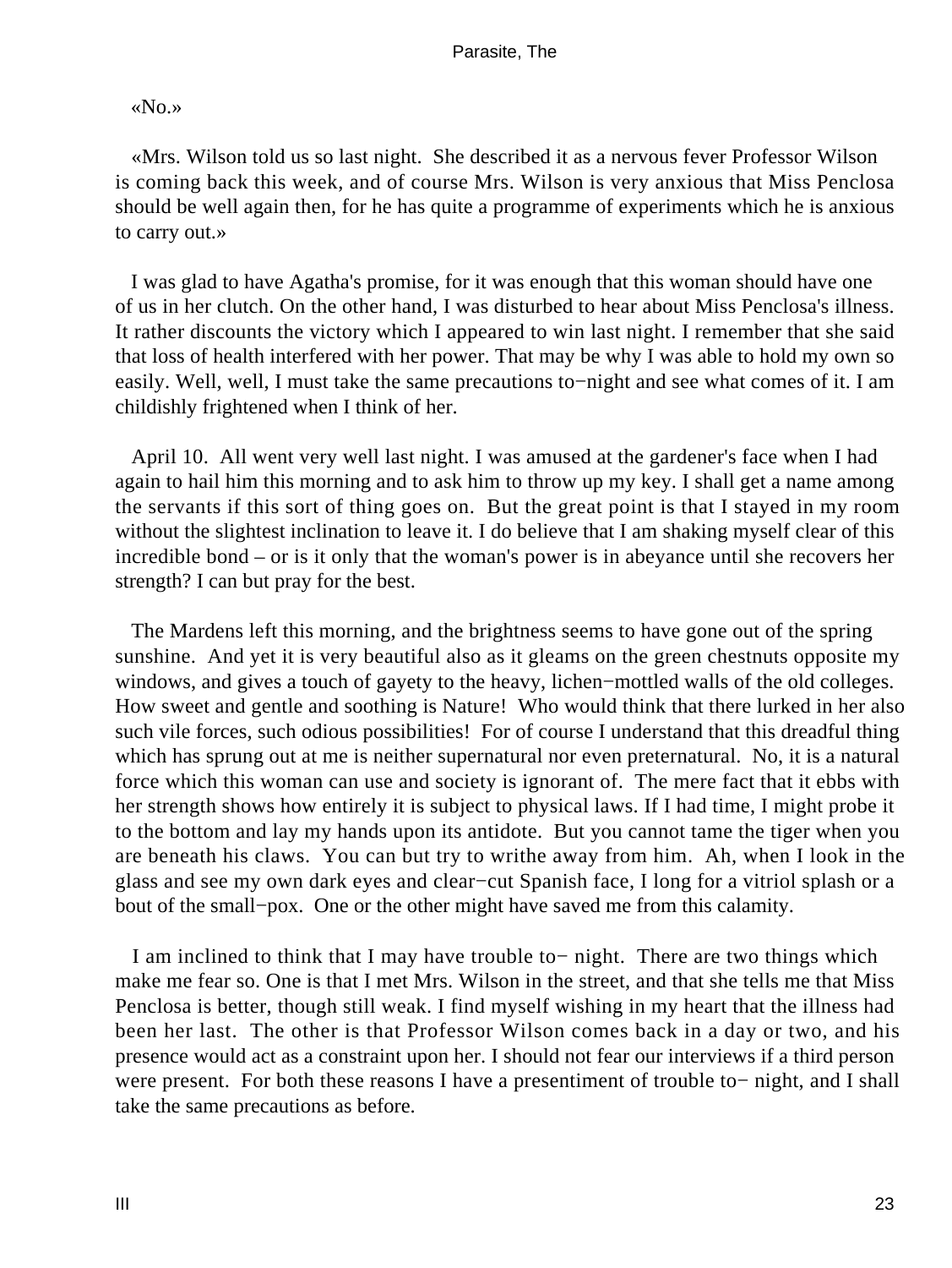«No.»

«Mrs. Wilson told us so last night. She described it as a nervous fever Professor Wilson is coming back this week, and of course Mrs. Wilson is very anxious that Miss Penclosa should be well again then, for he has quite a programme of experiments which he is anxious to carry out.»

I was glad to have Agatha's promise, for it was enough that this woman should have one of us in her clutch. On the other hand, I was disturbed to hear about Miss Penclosa's illness. It rather discounts the victory which I appeared to win last night. I remember that she said that loss of health interfered with her power. That may be why I was able to hold my own so easily. Well, well, I must take the same precautions to−night and see what comes of it. I am childishly frightened when I think of her.

April 10. All went very well last night. I was amused at the gardener's face when I had again to hail him this morning and to ask him to throw up my key. I shall get a name among the servants if this sort of thing goes on. But the great point is that I stayed in my room without the slightest inclination to leave it. I do believe that I am shaking myself clear of this incredible bond – or is it only that the woman's power is in abeyance until she recovers her strength? I can but pray for the best.

The Mardens left this morning, and the brightness seems to have gone out of the spring sunshine. And yet it is very beautiful also as it gleams on the green chestnuts opposite my windows, and gives a touch of gayety to the heavy, lichen−mottled walls of the old colleges. How sweet and gentle and soothing is Nature! Who would think that there lurked in her also such vile forces, such odious possibilities! For of course I understand that this dreadful thing which has sprung out at me is neither supernatural nor even preternatural. No, it is a natural force which this woman can use and society is ignorant of. The mere fact that it ebbs with her strength shows how entirely it is subject to physical laws. If I had time, I might probe it to the bottom and lay my hands upon its antidote. But you cannot tame the tiger when you are beneath his claws. You can but try to writhe away from him. Ah, when I look in the glass and see my own dark eyes and clear−cut Spanish face, I long for a vitriol splash or a bout of the small−pox. One or the other might have saved me from this calamity.

I am inclined to think that I may have trouble to− night. There are two things which make me fear so. One is that I met Mrs. Wilson in the street, and that she tells me that Miss Penclosa is better, though still weak. I find myself wishing in my heart that the illness had been her last. The other is that Professor Wilson comes back in a day or two, and his presence would act as a constraint upon her. I should not fear our interviews if a third person were present. For both these reasons I have a presentiment of trouble to− night, and I shall take the same precautions as before.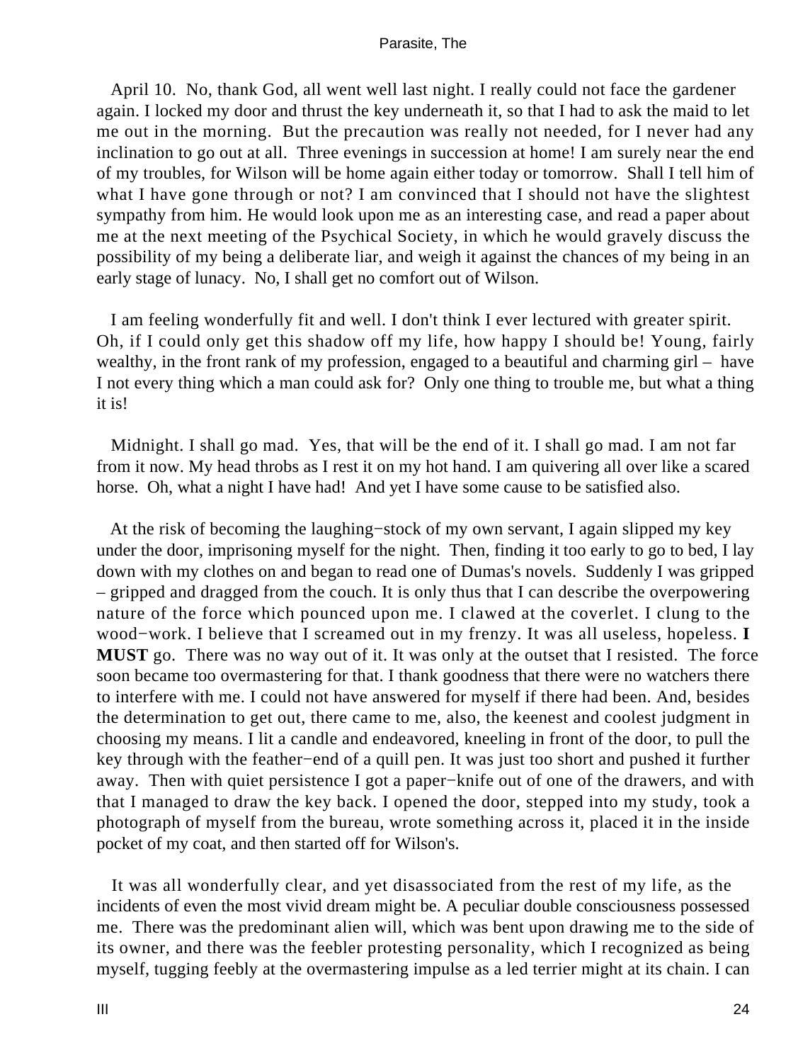April 10. No, thank God, all went well last night. I really could not face the gardener again. I locked my door and thrust the key underneath it, so that I had to ask the maid to let me out in the morning. But the precaution was really not needed, for I never had any inclination to go out at all. Three evenings in succession at home! I am surely near the end of my troubles, for Wilson will be home again either today or tomorrow. Shall I tell him of what I have gone through or not? I am convinced that I should not have the slightest sympathy from him. He would look upon me as an interesting case, and read a paper about me at the next meeting of the Psychical Society, in which he would gravely discuss the possibility of my being a deliberate liar, and weigh it against the chances of my being in an early stage of lunacy. No, I shall get no comfort out of Wilson.

I am feeling wonderfully fit and well. I don't think I ever lectured with greater spirit. Oh, if I could only get this shadow off my life, how happy I should be! Young, fairly wealthy, in the front rank of my profession, engaged to a beautiful and charming girl – have I not every thing which a man could ask for? Only one thing to trouble me, but what a thing it is!

Midnight. I shall go mad. Yes, that will be the end of it. I shall go mad. I am not far from it now. My head throbs as I rest it on my hot hand. I am quivering all over like a scared horse. Oh, what a night I have had! And yet I have some cause to be satisfied also.

At the risk of becoming the laughing−stock of my own servant, I again slipped my key under the door, imprisoning myself for the night. Then, finding it too early to go to bed, I lay down with my clothes on and began to read one of Dumas's novels. Suddenly I was gripped – gripped and dragged from the couch. It is only thus that I can describe the overpowering nature of the force which pounced upon me. I clawed at the coverlet. I clung to the wood−work. I believe that I screamed out in my frenzy. It was all useless, hopeless. **I MUST** go. There was no way out of it. It was only at the outset that I resisted. The force soon became too overmastering for that. I thank goodness that there were no watchers there to interfere with me. I could not have answered for myself if there had been. And, besides the determination to get out, there came to me, also, the keenest and coolest judgment in choosing my means. I lit a candle and endeavored, kneeling in front of the door, to pull the key through with the feather−end of a quill pen. It was just too short and pushed it further away. Then with quiet persistence I got a paper−knife out of one of the drawers, and with that I managed to draw the key back. I opened the door, stepped into my study, took a photograph of myself from the bureau, wrote something across it, placed it in the inside pocket of my coat, and then started off for Wilson's.

It was all wonderfully clear, and yet disassociated from the rest of my life, as the incidents of even the most vivid dream might be. A peculiar double consciousness possessed me. There was the predominant alien will, which was bent upon drawing me to the side of its owner, and there was the feebler protesting personality, which I recognized as being myself, tugging feebly at the overmastering impulse as a led terrier might at its chain. I can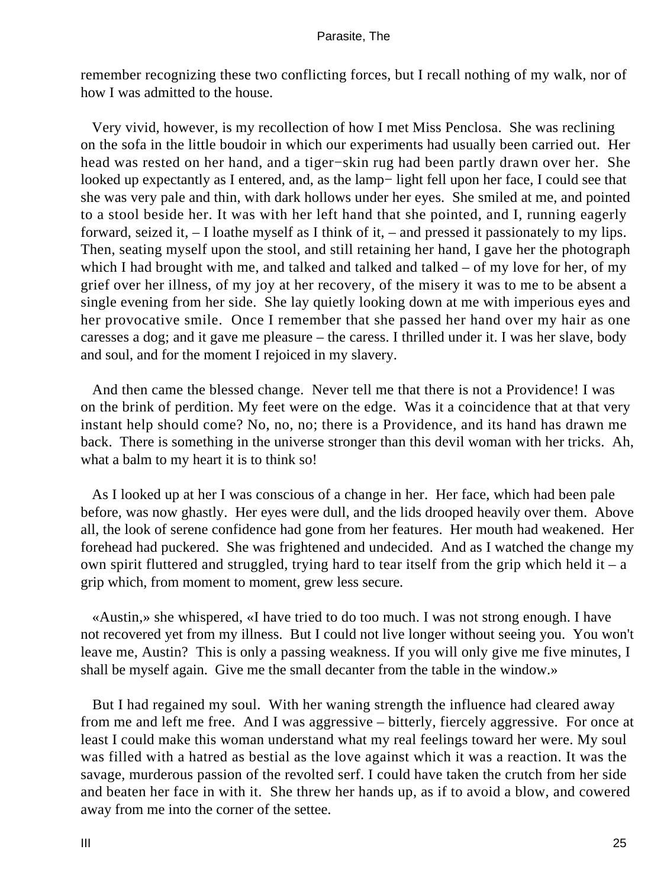remember recognizing these two conflicting forces, but I recall nothing of my walk, nor of how I was admitted to the house.

Very vivid, however, is my recollection of how I met Miss Penclosa. She was reclining on the sofa in the little boudoir in which our experiments had usually been carried out. Her head was rested on her hand, and a tiger−skin rug had been partly drawn over her. She looked up expectantly as I entered, and, as the lamp− light fell upon her face, I could see that she was very pale and thin, with dark hollows under her eyes. She smiled at me, and pointed to a stool beside her. It was with her left hand that she pointed, and I, running eagerly forward, seized it, – I loathe myself as I think of it, – and pressed it passionately to my lips. Then, seating myself upon the stool, and still retaining her hand, I gave her the photograph which I had brought with me, and talked and talked and talked – of my love for her, of my grief over her illness, of my joy at her recovery, of the misery it was to me to be absent a single evening from her side. She lay quietly looking down at me with imperious eyes and her provocative smile. Once I remember that she passed her hand over my hair as one caresses a dog; and it gave me pleasure – the caress. I thrilled under it. I was her slave, body and soul, and for the moment I rejoiced in my slavery.

And then came the blessed change. Never tell me that there is not a Providence! I was on the brink of perdition. My feet were on the edge. Was it a coincidence that at that very instant help should come? No, no, no; there is a Providence, and its hand has drawn me back. There is something in the universe stronger than this devil woman with her tricks. Ah, what a balm to my heart it is to think so!

As I looked up at her I was conscious of a change in her. Her face, which had been pale before, was now ghastly. Her eyes were dull, and the lids drooped heavily over them. Above all, the look of serene confidence had gone from her features. Her mouth had weakened. Her forehead had puckered. She was frightened and undecided. And as I watched the change my own spirit fluttered and struggled, trying hard to tear itself from the grip which held it – a grip which, from moment to moment, grew less secure.

«Austin,» she whispered, «I have tried to do too much. I was not strong enough. I have not recovered yet from my illness. But I could not live longer without seeing you. You won't leave me, Austin? This is only a passing weakness. If you will only give me five minutes, I shall be myself again. Give me the small decanter from the table in the window.»

But I had regained my soul. With her waning strength the influence had cleared away from me and left me free. And I was aggressive – bitterly, fiercely aggressive. For once at least I could make this woman understand what my real feelings toward her were. My soul was filled with a hatred as bestial as the love against which it was a reaction. It was the savage, murderous passion of the revolted serf. I could have taken the crutch from her side and beaten her face in with it. She threw her hands up, as if to avoid a blow, and cowered away from me into the corner of the settee.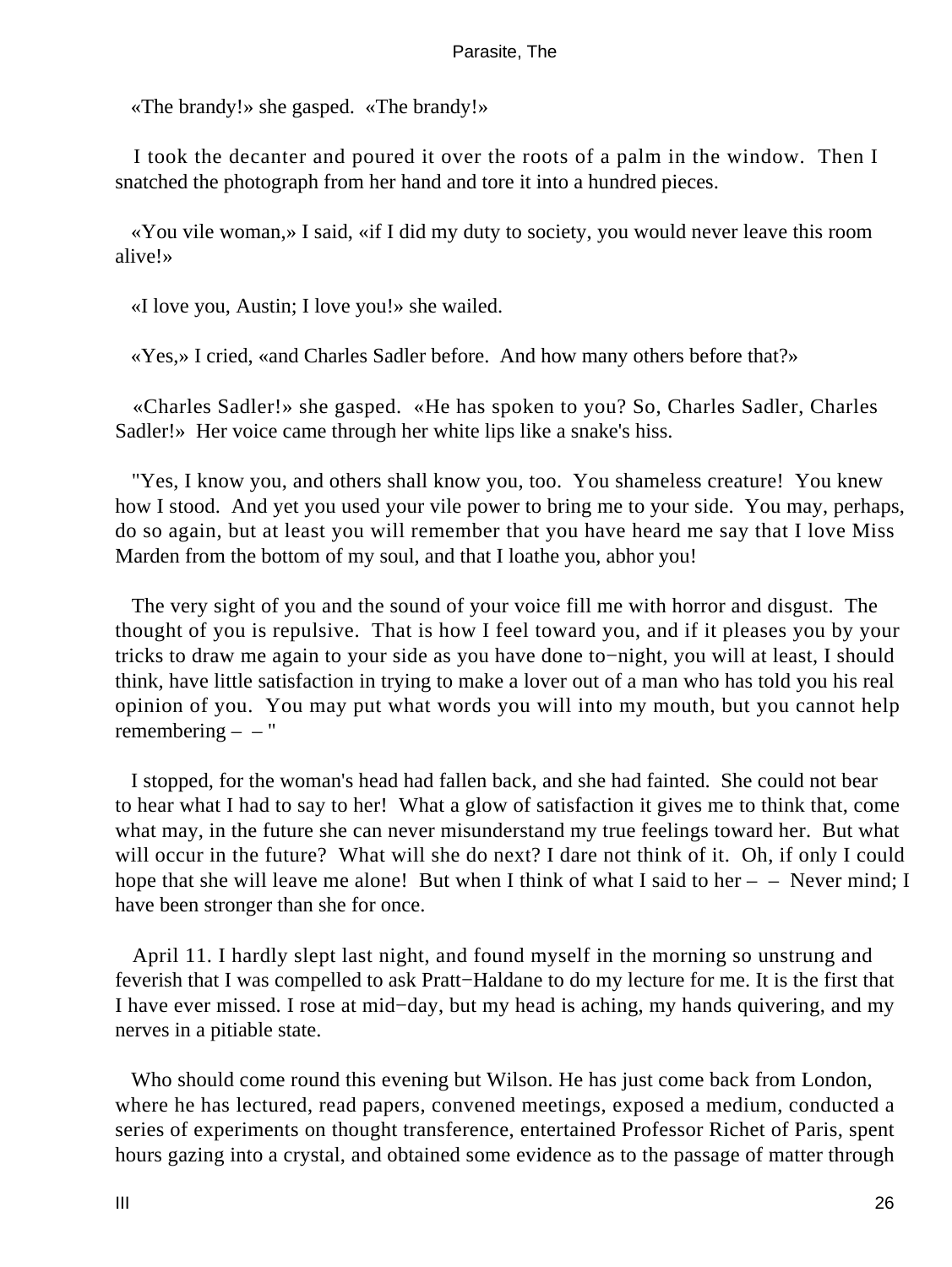«The brandy!» she gasped. «The brandy!»

I took the decanter and poured it over the roots of a palm in the window. Then I snatched the photograph from her hand and tore it into a hundred pieces.

«You vile woman,» I said, «if I did my duty to society, you would never leave this room alive!»

«I love you, Austin; I love you!» she wailed.

«Yes,» I cried, «and Charles Sadler before. And how many others before that?»

«Charles Sadler!» she gasped. «He has spoken to you? So, Charles Sadler, Charles Sadler!» Her voice came through her white lips like a snake's hiss.

"Yes, I know you, and others shall know you, too. You shameless creature! You knew how I stood. And yet you used your vile power to bring me to your side. You may, perhaps, do so again, but at least you will remember that you have heard me say that I love Miss Marden from the bottom of my soul, and that I loathe you, abhor you!

The very sight of you and the sound of your voice fill me with horror and disgust. The thought of you is repulsive. That is how I feel toward you, and if it pleases you by your tricks to draw me again to your side as you have done to−night, you will at least, I should think, have little satisfaction in trying to make a lover out of a man who has told you his real opinion of you. You may put what words you will into my mouth, but you cannot help remembering – – "

I stopped, for the woman's head had fallen back, and she had fainted. She could not bear to hear what I had to say to her! What a glow of satisfaction it gives me to think that, come what may, in the future she can never misunderstand my true feelings toward her. But what will occur in the future? What will she do next? I dare not think of it. Oh, if only I could hope that she will leave me alone! But when I think of what I said to her – – Never mind; I have been stronger than she for once.

April 11. I hardly slept last night, and found myself in the morning so unstrung and feverish that I was compelled to ask Pratt−Haldane to do my lecture for me. It is the first that I have ever missed. I rose at mid−day, but my head is aching, my hands quivering, and my nerves in a pitiable state.

Who should come round this evening but Wilson. He has just come back from London, where he has lectured, read papers, convened meetings, exposed a medium, conducted a series of experiments on thought transference, entertained Professor Richet of Paris, spent hours gazing into a crystal, and obtained some evidence as to the passage of matter through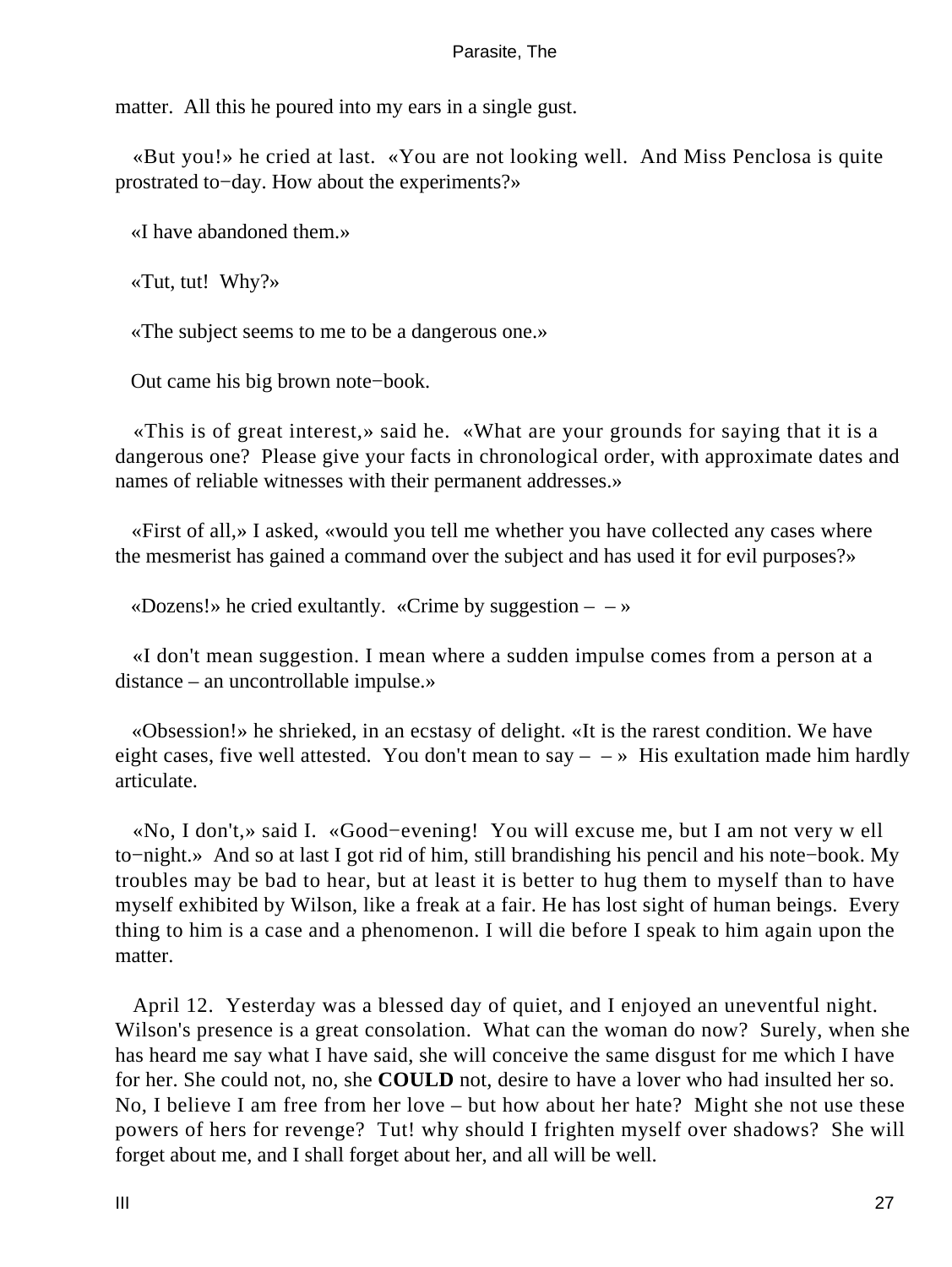matter. All this he poured into my ears in a single gust.

«But you!» he cried at last. «You are not looking well. And Miss Penclosa is quite prostrated to−day. How about the experiments?»

«I have abandoned them.»

«Tut, tut! Why?»

«The subject seems to me to be a dangerous one.»

Out came his big brown note−book.

«This is of great interest,» said he. «What are your grounds for saying that it is a dangerous one? Please give your facts in chronological order, with approximate dates and names of reliable witnesses with their permanent addresses.»

«First of all,» I asked, «would you tell me whether you have collected any cases where the mesmerist has gained a command over the subject and has used it for evil purposes?»

«Dozens!» he cried exultantly. «Crime by suggestion – – »

«I don't mean suggestion. I mean where a sudden impulse comes from a person at a distance – an uncontrollable impulse.»

«Obsession!» he shrieked, in an ecstasy of delight. «It is the rarest condition. We have eight cases, five well attested. You don't mean to say – – » His exultation made him hardly articulate.

«No, I don't,» said I. «Good−evening! You will excuse me, but I am not very w ell to−night.» And so at last I got rid of him, still brandishing his pencil and his note−book. My troubles may be bad to hear, but at least it is better to hug them to myself than to have myself exhibited by Wilson, like a freak at a fair. He has lost sight of human beings. Every thing to him is a case and a phenomenon. I will die before I speak to him again upon the matter.

April 12. Yesterday was a blessed day of quiet, and I enjoyed an uneventful night. Wilson's presence is a great consolation. What can the woman do now? Surely, when she has heard me say what I have said, she will conceive the same disgust for me which I have for her. She could not, no, she **COULD** not, desire to have a lover who had insulted her so. No, I believe I am free from her love – but how about her hate? Might she not use these powers of hers for revenge? Tut! why should I frighten myself over shadows? She will forget about me, and I shall forget about her, and all will be well.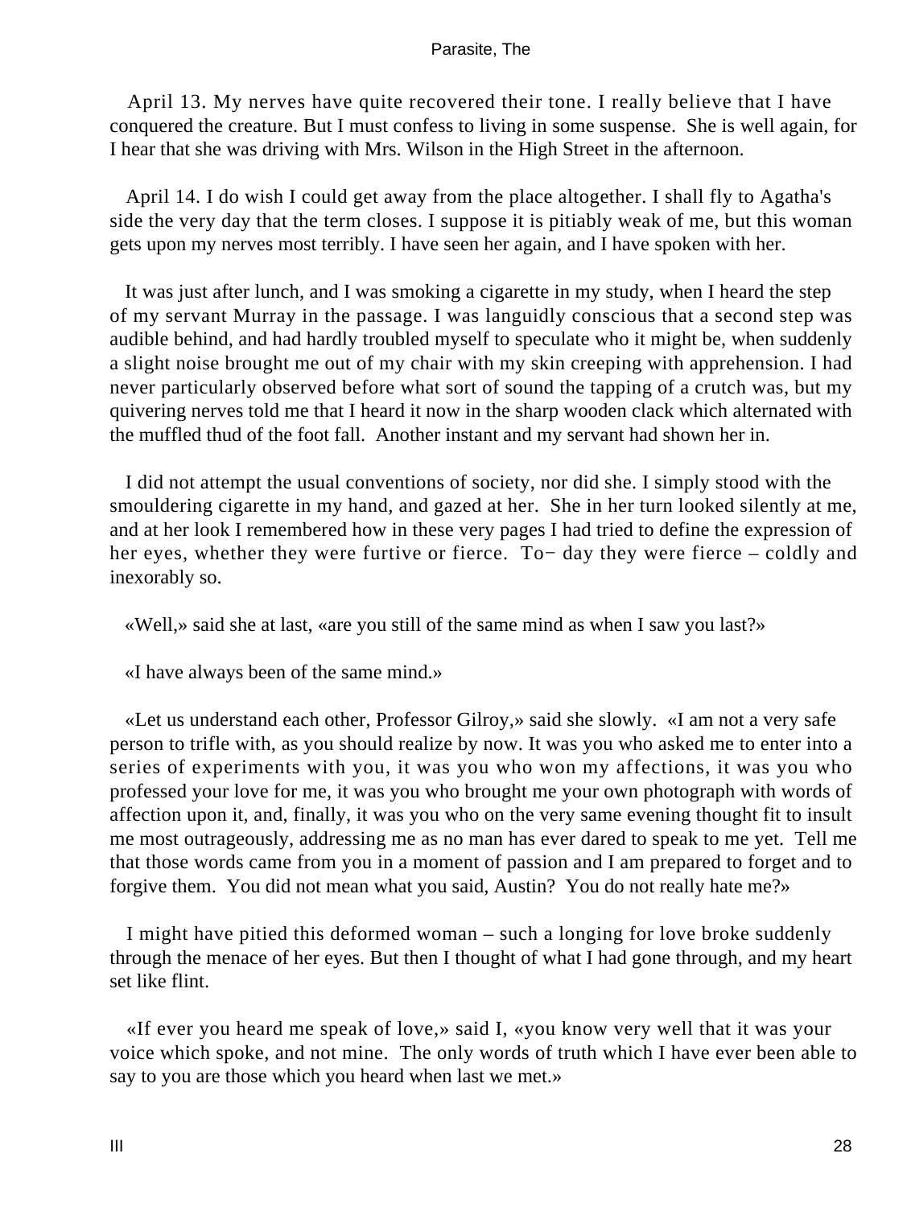April 13. My nerves have quite recovered their tone. I really believe that I have conquered the creature. But I must confess to living in some suspense. She is well again, for I hear that she was driving with Mrs. Wilson in the High Street in the afternoon.

April 14. I do wish I could get away from the place altogether. I shall fly to Agatha's side the very day that the term closes. I suppose it is pitiably weak of me, but this woman gets upon my nerves most terribly. I have seen her again, and I have spoken with her.

It was just after lunch, and I was smoking a cigarette in my study, when I heard the step of my servant Murray in the passage. I was languidly conscious that a second step was audible behind, and had hardly troubled myself to speculate who it might be, when suddenly a slight noise brought me out of my chair with my skin creeping with apprehension. I had never particularly observed before what sort of sound the tapping of a crutch was, but my quivering nerves told me that I heard it now in the sharp wooden clack which alternated with the muffled thud of the foot fall. Another instant and my servant had shown her in.

I did not attempt the usual conventions of society, nor did she. I simply stood with the smouldering cigarette in my hand, and gazed at her. She in her turn looked silently at me, and at her look I remembered how in these very pages I had tried to define the expression of her eyes, whether they were furtive or fierce. To− day they were fierce – coldly and inexorably so.

«Well,» said she at last, «are you still of the same mind as when I saw you last?»

«I have always been of the same mind.»

«Let us understand each other, Professor Gilroy,» said she slowly. «I am not a very safe person to trifle with, as you should realize by now. It was you who asked me to enter into a series of experiments with you, it was you who won my affections, it was you who professed your love for me, it was you who brought me your own photograph with words of affection upon it, and, finally, it was you who on the very same evening thought fit to insult me most outrageously, addressing me as no man has ever dared to speak to me yet. Tell me that those words came from you in a moment of passion and I am prepared to forget and to forgive them. You did not mean what you said, Austin? You do not really hate me?»

I might have pitied this deformed woman – such a longing for love broke suddenly through the menace of her eyes. But then I thought of what I had gone through, and my heart set like flint.

«If ever you heard me speak of love,» said I, «you know very well that it was your voice which spoke, and not mine. The only words of truth which I have ever been able to say to you are those which you heard when last we met.»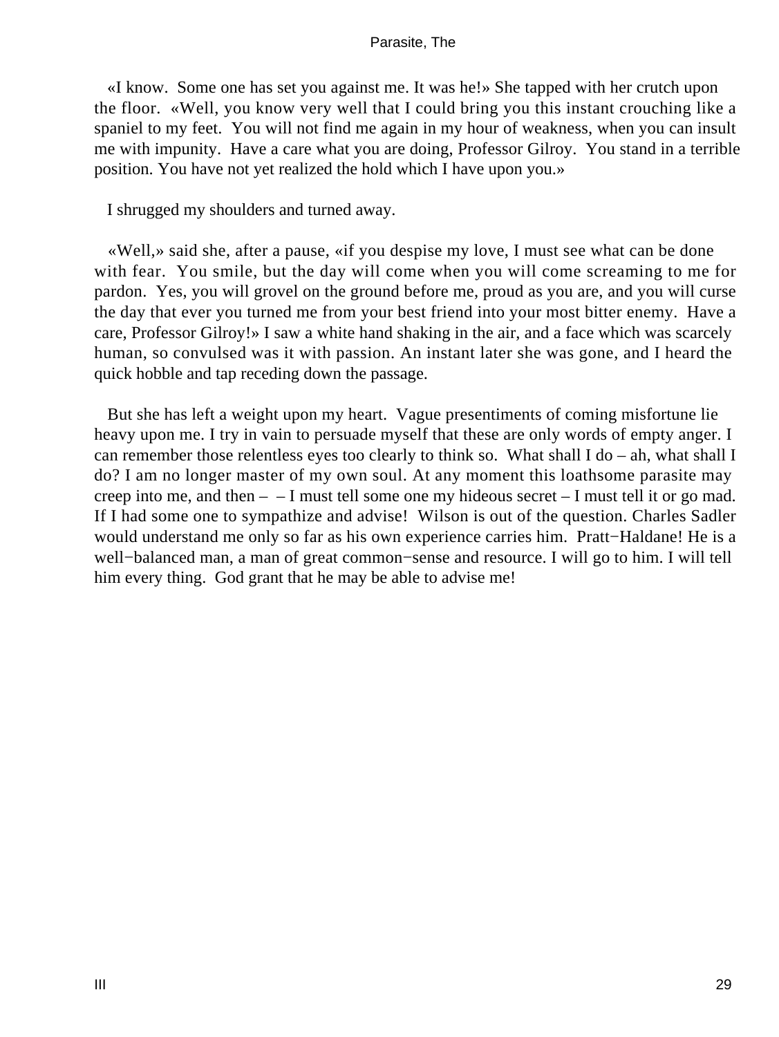«I know. Some one has set you against me. It was he!» She tapped with her crutch upon the floor. «Well, you know very well that I could bring you this instant crouching like a spaniel to my feet. You will not find me again in my hour of weakness, when you can insult me with impunity. Have a care what you are doing, Professor Gilroy. You stand in a terrible position. You have not yet realized the hold which I have upon you.»

I shrugged my shoulders and turned away.

«Well,» said she, after a pause, «if you despise my love, I must see what can be done with fear. You smile, but the day will come when you will come screaming to me for pardon. Yes, you will grovel on the ground before me, proud as you are, and you will curse the day that ever you turned me from your best friend into your most bitter enemy. Have a care, Professor Gilroy!» I saw a white hand shaking in the air, and a face which was scarcely human, so convulsed was it with passion. An instant later she was gone, and I heard the quick hobble and tap receding down the passage.

But she has left a weight upon my heart. Vague presentiments of coming misfortune lie heavy upon me. I try in vain to persuade myself that these are only words of empty anger. I can remember those relentless eyes too clearly to think so. What shall I do – ah, what shall I do? I am no longer master of my own soul. At any moment this loathsome parasite may creep into me, and then – – I must tell some one my hideous secret – I must tell it or go mad. If I had some one to sympathize and advise! Wilson is out of the question. Charles Sadler would understand me only so far as his own experience carries him. Pratt−Haldane! He is a well−balanced man, a man of great common−sense and resource. I will go to him. I will tell him every thing. God grant that he may be able to advise me!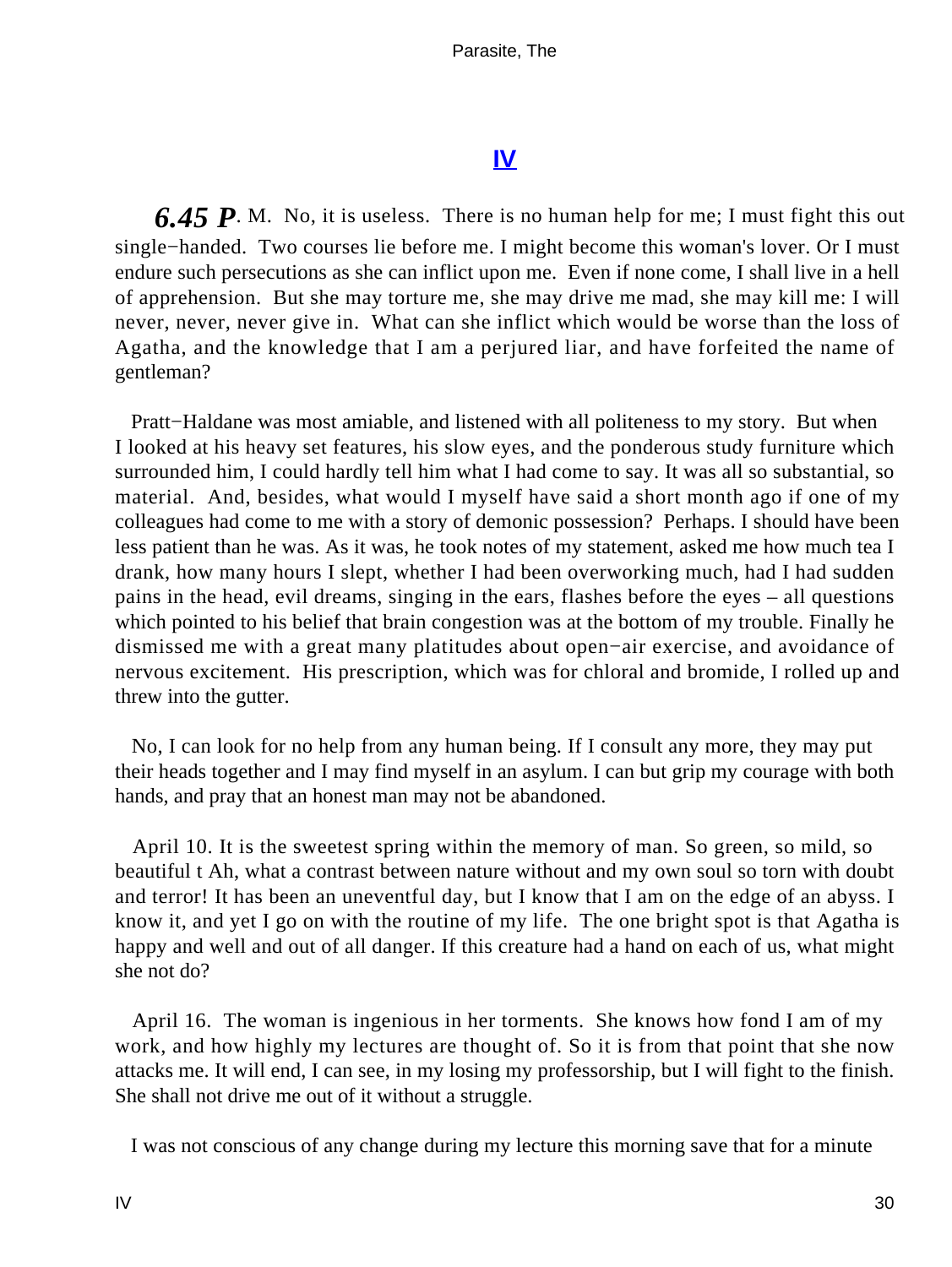## IV

***6.45 P***. M. No, it is useless. There is no human help for me; I must fight this out single−handed. Two courses lie before me. I might become this woman's lover. Or I must endure such persecutions as she can inflict upon me. Even if none come, I shall live in a hell of apprehension. But she may torture me, she may drive me mad, she may kill me: I will never, never, never give in. What can she inflict which would be worse than the loss of Agatha, and the knowledge that I am a perjured liar, and have forfeited the name of gentleman?

Pratt−Haldane was most amiable, and listened with all politeness to my story. But when I looked at his heavy set features, his slow eyes, and the ponderous study furniture which surrounded him, I could hardly tell him what I had come to say. It was all so substantial, so material. And, besides, what would I myself have said a short month ago if one of my colleagues had come to me with a story of demonic possession? Perhaps. I should have been less patient than he was. As it was, he took notes of my statement, asked me how much tea I drank, how many hours I slept, whether I had been overworking much, had I had sudden pains in the head, evil dreams, singing in the ears, flashes before the eyes – all questions which pointed to his belief that brain congestion was at the bottom of my trouble. Finally he dismissed me with a great many platitudes about open−air exercise, and avoidance of nervous excitement. His prescription, which was for chloral and bromide, I rolled up and threw into the gutter.

No, I can look for no help from any human being. If I consult any more, they may put their heads together and I may find myself in an asylum. I can but grip my courage with both hands, and pray that an honest man may not be abandoned.

April 10. It is the sweetest spring within the memory of man. So green, so mild, so beautiful t Ah, what a contrast between nature without and my own soul so torn with doubt and terror! It has been an uneventful day, but I know that I am on the edge of an abyss. I know it, and yet I go on with the routine of my life. The one bright spot is that Agatha is happy and well and out of all danger. If this creature had a hand on each of us, what might she not do?

April 16. The woman is ingenious in her torments. She knows how fond I am of my work, and how highly my lectures are thought of. So it is from that point that she now attacks me. It will end, I can see, in my losing my professorship, but I will fight to the finish. She shall not drive me out of it without a struggle.

I was not conscious of any change during my lecture this morning save that for a minute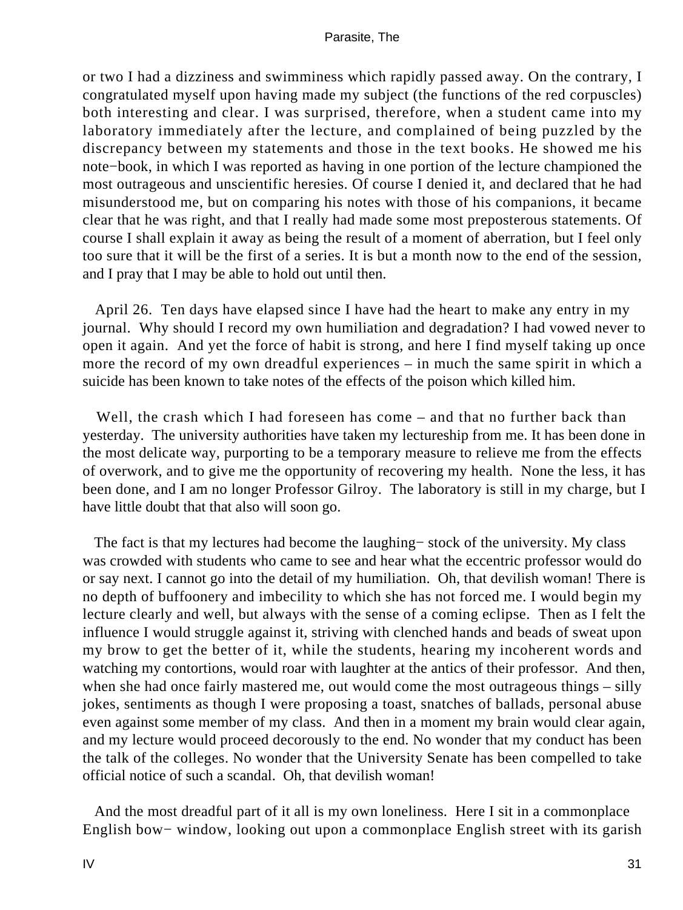or two I had a dizziness and swimminess which rapidly passed away. On the contrary, I congratulated myself upon having made my subject (the functions of the red corpuscles) both interesting and clear. I was surprised, therefore, when a student came into my laboratory immediately after the lecture, and complained of being puzzled by the discrepancy between my statements and those in the text books. He showed me his note−book, in which I was reported as having in one portion of the lecture championed the most outrageous and unscientific heresies. Of course I denied it, and declared that he had misunderstood me, but on comparing his notes with those of his companions, it became clear that he was right, and that I really had made some most preposterous statements. Of course I shall explain it away as being the result of a moment of aberration, but I feel only too sure that it will be the first of a series. It is but a month now to the end of the session, and I pray that I may be able to hold out until then.

April 26. Ten days have elapsed since I have had the heart to make any entry in my journal. Why should I record my own humiliation and degradation? I had vowed never to open it again. And yet the force of habit is strong, and here I find myself taking up once more the record of my own dreadful experiences – in much the same spirit in which a suicide has been known to take notes of the effects of the poison which killed him.

Well, the crash which I had foreseen has come – and that no further back than yesterday. The university authorities have taken my lectureship from me. It has been done in the most delicate way, purporting to be a temporary measure to relieve me from the effects of overwork, and to give me the opportunity of recovering my health. None the less, it has been done, and I am no longer Professor Gilroy. The laboratory is still in my charge, but I have little doubt that that also will soon go.

The fact is that my lectures had become the laughing− stock of the university. My class was crowded with students who came to see and hear what the eccentric professor would do or say next. I cannot go into the detail of my humiliation. Oh, that devilish woman! There is no depth of buffoonery and imbecility to which she has not forced me. I would begin my lecture clearly and well, but always with the sense of a coming eclipse. Then as I felt the influence I would struggle against it, striving with clenched hands and beads of sweat upon my brow to get the better of it, while the students, hearing my incoherent words and watching my contortions, would roar with laughter at the antics of their professor. And then, when she had once fairly mastered me, out would come the most outrageous things – silly jokes, sentiments as though I were proposing a toast, snatches of ballads, personal abuse even against some member of my class. And then in a moment my brain would clear again, and my lecture would proceed decorously to the end. No wonder that my conduct has been the talk of the colleges. No wonder that the University Senate has been compelled to take official notice of such a scandal. Oh, that devilish woman!

And the most dreadful part of it all is my own loneliness. Here I sit in a commonplace English bow− window, looking out upon a commonplace English street with its garish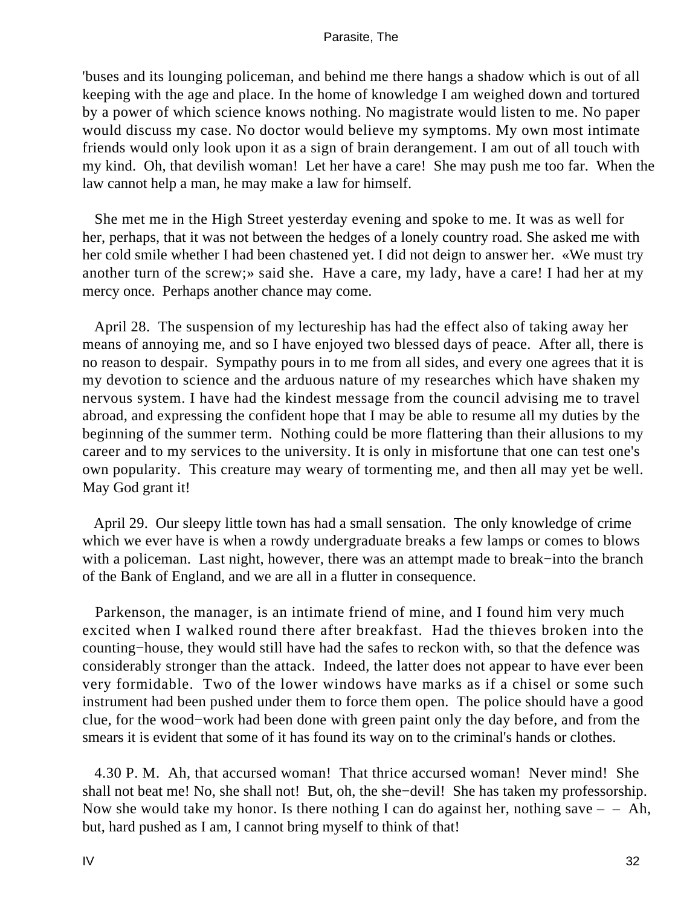'buses and its lounging policeman, and behind me there hangs a shadow which is out of all keeping with the age and place. In the home of knowledge I am weighed down and tortured by a power of which science knows nothing. No magistrate would listen to me. No paper would discuss my case. No doctor would believe my symptoms. My own most intimate friends would only look upon it as a sign of brain derangement. I am out of all touch with my kind. Oh, that devilish woman! Let her have a care! She may push me too far. When the law cannot help a man, he may make a law for himself.

She met me in the High Street yesterday evening and spoke to me. It was as well for her, perhaps, that it was not between the hedges of a lonely country road. She asked me with her cold smile whether I had been chastened yet. I did not deign to answer her. «We must try another turn of the screw;» said she. Have a care, my lady, have a care! I had her at my mercy once. Perhaps another chance may come.

April 28. The suspension of my lectureship has had the effect also of taking away her means of annoying me, and so I have enjoyed two blessed days of peace. After all, there is no reason to despair. Sympathy pours in to me from all sides, and every one agrees that it is my devotion to science and the arduous nature of my researches which have shaken my nervous system. I have had the kindest message from the council advising me to travel abroad, and expressing the confident hope that I may be able to resume all my duties by the beginning of the summer term. Nothing could be more flattering than their allusions to my career and to my services to the university. It is only in misfortune that one can test one's own popularity. This creature may weary of tormenting me, and then all may yet be well. May God grant it!

April 29. Our sleepy little town has had a small sensation. The only knowledge of crime which we ever have is when a rowdy undergraduate breaks a few lamps or comes to blows with a policeman. Last night, however, there was an attempt made to break−into the branch of the Bank of England, and we are all in a flutter in consequence.

Parkenson, the manager, is an intimate friend of mine, and I found him very much excited when I walked round there after breakfast. Had the thieves broken into the counting−house, they would still have had the safes to reckon with, so that the defence was considerably stronger than the attack. Indeed, the latter does not appear to have ever been very formidable. Two of the lower windows have marks as if a chisel or some such instrument had been pushed under them to force them open. The police should have a good clue, for the wood−work had been done with green paint only the day before, and from the smears it is evident that some of it has found its way on to the criminal's hands or clothes.

4.30 P. M. Ah, that accursed woman! That thrice accursed woman! Never mind! She shall not beat me! No, she shall not! But, oh, the she−devil! She has taken my professorship. Now she would take my honor. Is there nothing I can do against her, nothing save – – Ah, but, hard pushed as I am, I cannot bring myself to think of that!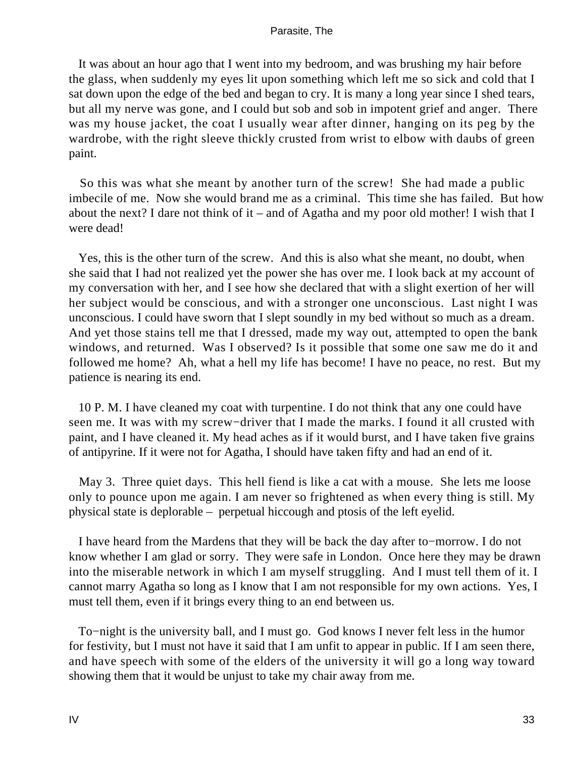It was about an hour ago that I went into my bedroom, and was brushing my hair before the glass, when suddenly my eyes lit upon something which left me so sick and cold that I sat down upon the edge of the bed and began to cry. It is many a long year since I shed tears, but all my nerve was gone, and I could but sob and sob in impotent grief and anger. There was my house jacket, the coat I usually wear after dinner, hanging on its peg by the wardrobe, with the right sleeve thickly crusted from wrist to elbow with daubs of green paint.

So this was what she meant by another turn of the screw! She had made a public imbecile of me. Now she would brand me as a criminal. This time she has failed. But how about the next? I dare not think of it – and of Agatha and my poor old mother! I wish that I were dead!

Yes, this is the other turn of the screw. And this is also what she meant, no doubt, when she said that I had not realized yet the power she has over me. I look back at my account of my conversation with her, and I see how she declared that with a slight exertion of her will her subject would be conscious, and with a stronger one unconscious. Last night I was unconscious. I could have sworn that I slept soundly in my bed without so much as a dream. And yet those stains tell me that I dressed, made my way out, attempted to open the bank windows, and returned. Was I observed? Is it possible that some one saw me do it and followed me home? Ah, what a hell my life has become! I have no peace, no rest. But my patience is nearing its end.

10 P. M. I have cleaned my coat with turpentine. I do not think that any one could have seen me. It was with my screw−driver that I made the marks. I found it all crusted with paint, and I have cleaned it. My head aches as if it would burst, and I have taken five grains of antipyrine. If it were not for Agatha, I should have taken fifty and had an end of it.

May 3. Three quiet days. This hell fiend is like a cat with a mouse. She lets me loose only to pounce upon me again. I am never so frightened as when every thing is still. My physical state is deplorable – perpetual hiccough and ptosis of the left eyelid.

I have heard from the Mardens that they will be back the day after to−morrow. I do not know whether I am glad or sorry. They were safe in London. Once here they may be drawn into the miserable network in which I am myself struggling. And I must tell them of it. I cannot marry Agatha so long as I know that I am not responsible for my own actions. Yes, I must tell them, even if it brings every thing to an end between us.

To−night is the university ball, and I must go. God knows I never felt less in the humor for festivity, but I must not have it said that I am unfit to appear in public. If I am seen there, and have speech with some of the elders of the university it will go a long way toward showing them that it would be unjust to take my chair away from me.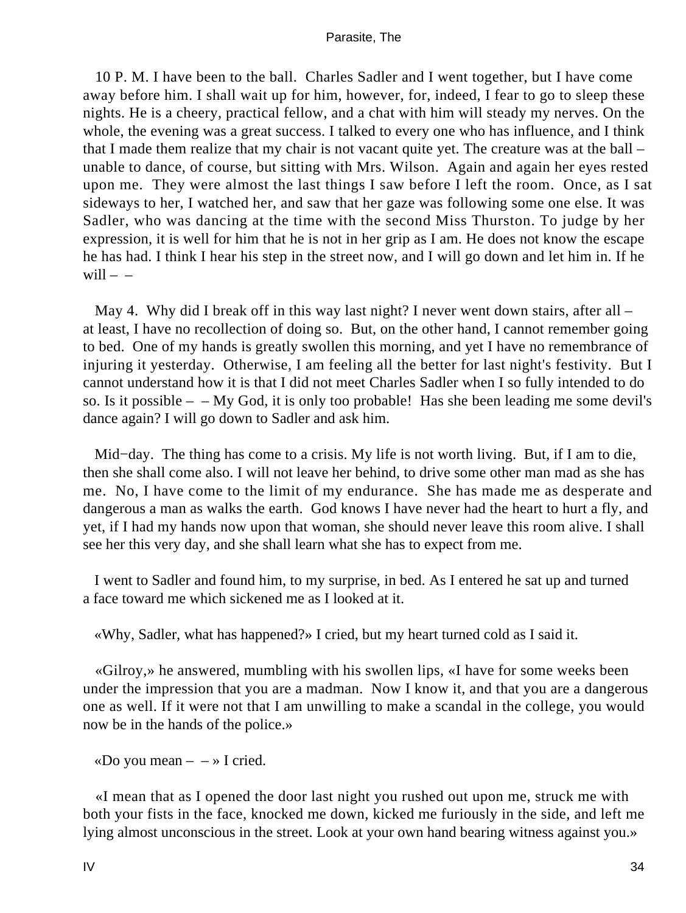10 P. M. I have been to the ball. Charles Sadler and I went together, but I have come away before him. I shall wait up for him, however, for, indeed, I fear to go to sleep these nights. He is a cheery, practical fellow, and a chat with him will steady my nerves. On the whole, the evening was a great success. I talked to every one who has influence, and I think that I made them realize that my chair is not vacant quite yet. The creature was at the ball – unable to dance, of course, but sitting with Mrs. Wilson. Again and again her eyes rested upon me. They were almost the last things I saw before I left the room. Once, as I sat sideways to her, I watched her, and saw that her gaze was following some one else. It was Sadler, who was dancing at the time with the second Miss Thurston. To judge by her expression, it is well for him that he is not in her grip as I am. He does not know the escape he has had. I think I hear his step in the street now, and I will go down and let him in. If he will – –

May 4. Why did I break off in this way last night? I never went down stairs, after all – at least, I have no recollection of doing so. But, on the other hand, I cannot remember going to bed. One of my hands is greatly swollen this morning, and yet I have no remembrance of injuring it yesterday. Otherwise, I am feeling all the better for last night's festivity. But I cannot understand how it is that I did not meet Charles Sadler when I so fully intended to do so. Is it possible – – My God, it is only too probable! Has she been leading me some devil's dance again? I will go down to Sadler and ask him.

Mid−day. The thing has come to a crisis. My life is not worth living. But, if I am to die, then she shall come also. I will not leave her behind, to drive some other man mad as she has me. No, I have come to the limit of my endurance. She has made me as desperate and dangerous a man as walks the earth. God knows I have never had the heart to hurt a fly, and yet, if I had my hands now upon that woman, she should never leave this room alive. I shall see her this very day, and she shall learn what she has to expect from me.

I went to Sadler and found him, to my surprise, in bed. As I entered he sat up and turned a face toward me which sickened me as I looked at it.

«Why, Sadler, what has happened?» I cried, but my heart turned cold as I said it.

«Gilroy,» he answered, mumbling with his swollen lips, «I have for some weeks been under the impression that you are a madman. Now I know it, and that you are a dangerous one as well. If it were not that I am unwilling to make a scandal in the college, you would now be in the hands of the police.»

«Do you mean – – » I cried.

«I mean that as I opened the door last night you rushed out upon me, struck me with both your fists in the face, knocked me down, kicked me furiously in the side, and left me lying almost unconscious in the street. Look at your own hand bearing witness against you.»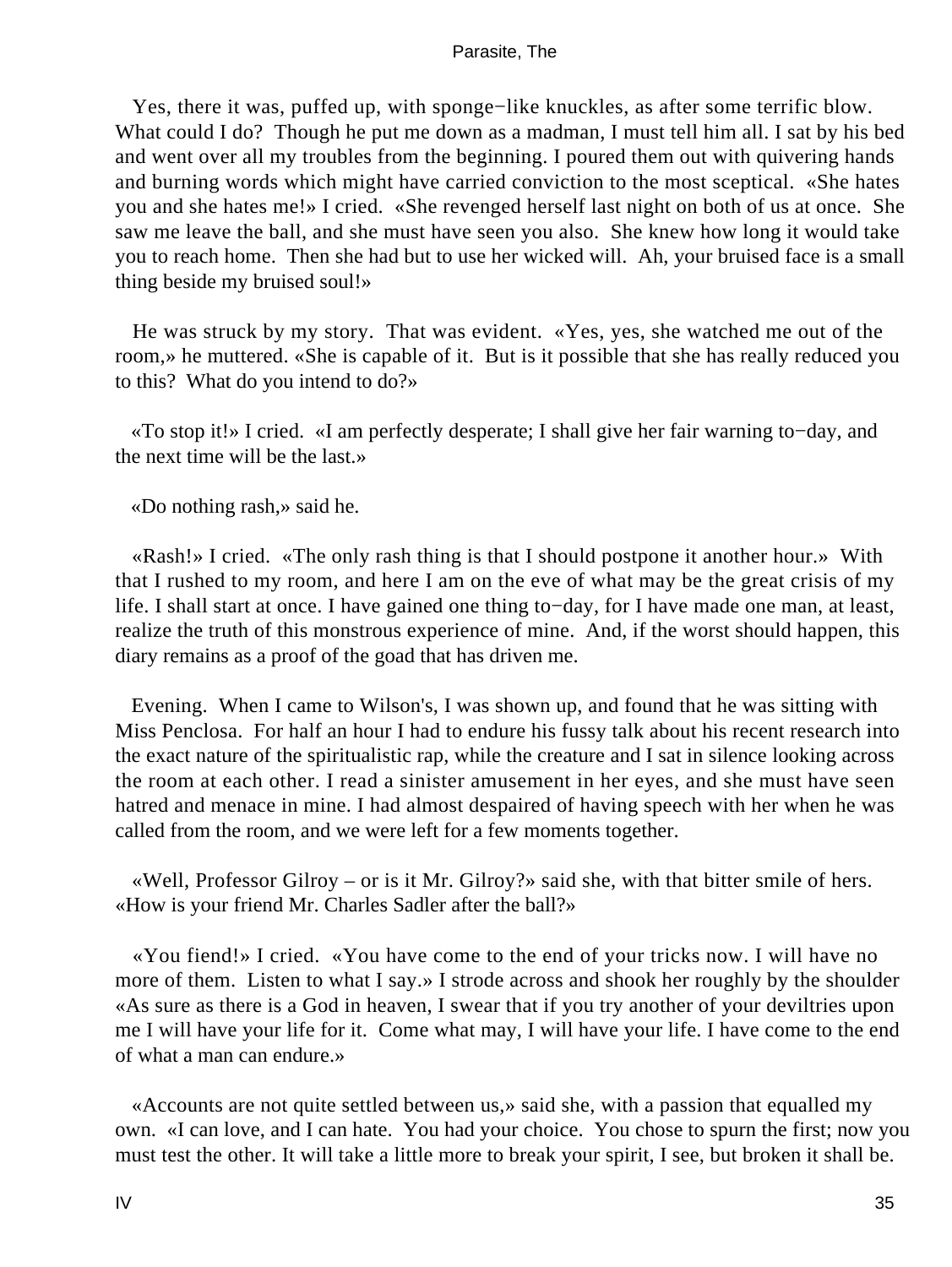Yes, there it was, puffed up, with sponge−like knuckles, as after some terrific blow. What could I do? Though he put me down as a madman, I must tell him all. I sat by his bed and went over all my troubles from the beginning. I poured them out with quivering hands and burning words which might have carried conviction to the most sceptical. «She hates you and she hates me!» I cried. «She revenged herself last night on both of us at once. She saw me leave the ball, and she must have seen you also. She knew how long it would take you to reach home. Then she had but to use her wicked will. Ah, your bruised face is a small thing beside my bruised soul!»

He was struck by my story. That was evident. «Yes, yes, she watched me out of the room,» he muttered. «She is capable of it. But is it possible that she has really reduced you to this? What do you intend to do?»

«To stop it!» I cried. «I am perfectly desperate; I shall give her fair warning to−day, and the next time will be the last.»

«Do nothing rash,» said he.

«Rash!» I cried. «The only rash thing is that I should postpone it another hour.» With that I rushed to my room, and here I am on the eve of what may be the great crisis of my life. I shall start at once. I have gained one thing to−day, for I have made one man, at least, realize the truth of this monstrous experience of mine. And, if the worst should happen, this diary remains as a proof of the goad that has driven me.

Evening. When I came to Wilson's, I was shown up, and found that he was sitting with Miss Penclosa. For half an hour I had to endure his fussy talk about his recent research into the exact nature of the spiritualistic rap, while the creature and I sat in silence looking across the room at each other. I read a sinister amusement in her eyes, and she must have seen hatred and menace in mine. I had almost despaired of having speech with her when he was called from the room, and we were left for a few moments together.

«Well, Professor Gilroy – or is it Mr. Gilroy?» said she, with that bitter smile of hers. «How is your friend Mr. Charles Sadler after the ball?»

«You fiend!» I cried. «You have come to the end of your tricks now. I will have no more of them. Listen to what I say.» I strode across and shook her roughly by the shoulder «As sure as there is a God in heaven, I swear that if you try another of your deviltries upon me I will have your life for it. Come what may, I will have your life. I have come to the end of what a man can endure.»

«Accounts are not quite settled between us,» said she, with a passion that equalled my own. «I can love, and I can hate. You had your choice. You chose to spurn the first; now you must test the other. It will take a little more to break your spirit, I see, but broken it shall be.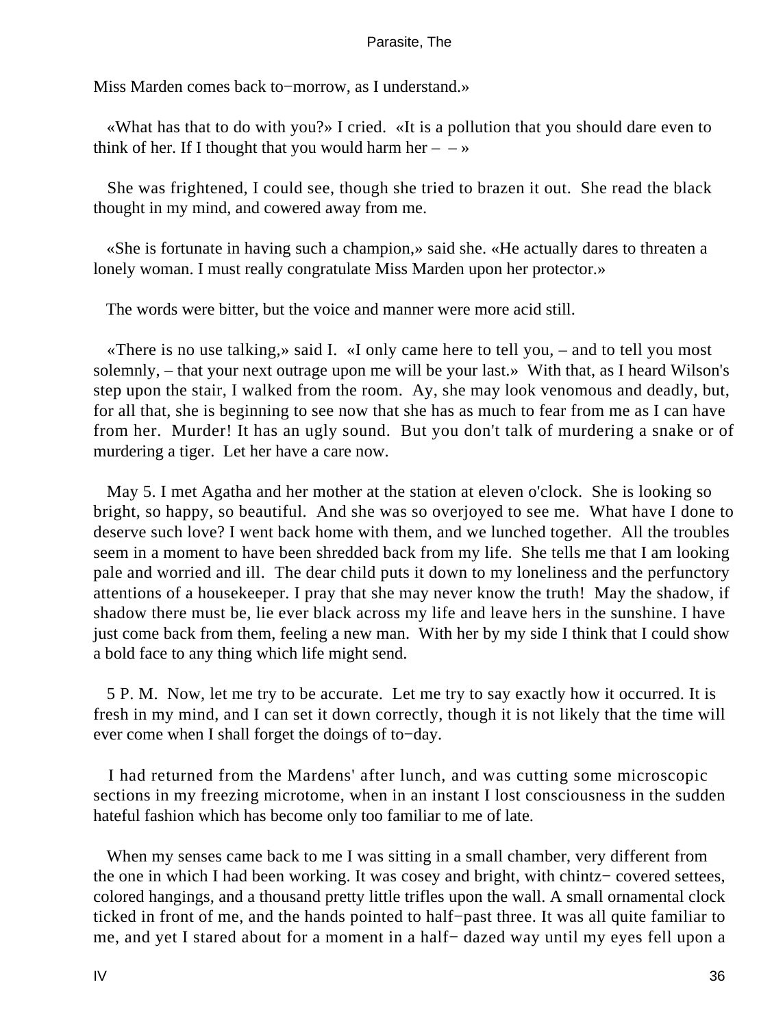Miss Marden comes back to−morrow, as I understand.»

«What has that to do with you?» I cried. «It is a pollution that you should dare even to think of her. If I thought that you would harm her – – »

She was frightened, I could see, though she tried to brazen it out. She read the black thought in my mind, and cowered away from me.

«She is fortunate in having such a champion,» said she. «He actually dares to threaten a lonely woman. I must really congratulate Miss Marden upon her protector.»

The words were bitter, but the voice and manner were more acid still.

«There is no use talking,» said I. «I only came here to tell you, – and to tell you most solemnly, – that your next outrage upon me will be your last.» With that, as I heard Wilson's step upon the stair, I walked from the room. Ay, she may look venomous and deadly, but, for all that, she is beginning to see now that she has as much to fear from me as I can have from her. Murder! It has an ugly sound. But you don't talk of murdering a snake or of murdering a tiger. Let her have a care now.

May 5. I met Agatha and her mother at the station at eleven o'clock. She is looking so bright, so happy, so beautiful. And she was so overjoyed to see me. What have I done to deserve such love? I went back home with them, and we lunched together. All the troubles seem in a moment to have been shredded back from my life. She tells me that I am looking pale and worried and ill. The dear child puts it down to my loneliness and the perfunctory attentions of a housekeeper. I pray that she may never know the truth! May the shadow, if shadow there must be, lie ever black across my life and leave hers in the sunshine. I have just come back from them, feeling a new man. With her by my side I think that I could show a bold face to any thing which life might send.

5 P. M. Now, let me try to be accurate. Let me try to say exactly how it occurred. It is fresh in my mind, and I can set it down correctly, though it is not likely that the time will ever come when I shall forget the doings of to−day.

I had returned from the Mardens' after lunch, and was cutting some microscopic sections in my freezing microtome, when in an instant I lost consciousness in the sudden hateful fashion which has become only too familiar to me of late.

When my senses came back to me I was sitting in a small chamber, very different from the one in which I had been working. It was cosey and bright, with chintz− covered settees, colored hangings, and a thousand pretty little trifles upon the wall. A small ornamental clock ticked in front of me, and the hands pointed to half−past three. It was all quite familiar to me, and yet I stared about for a moment in a half− dazed way until my eyes fell upon a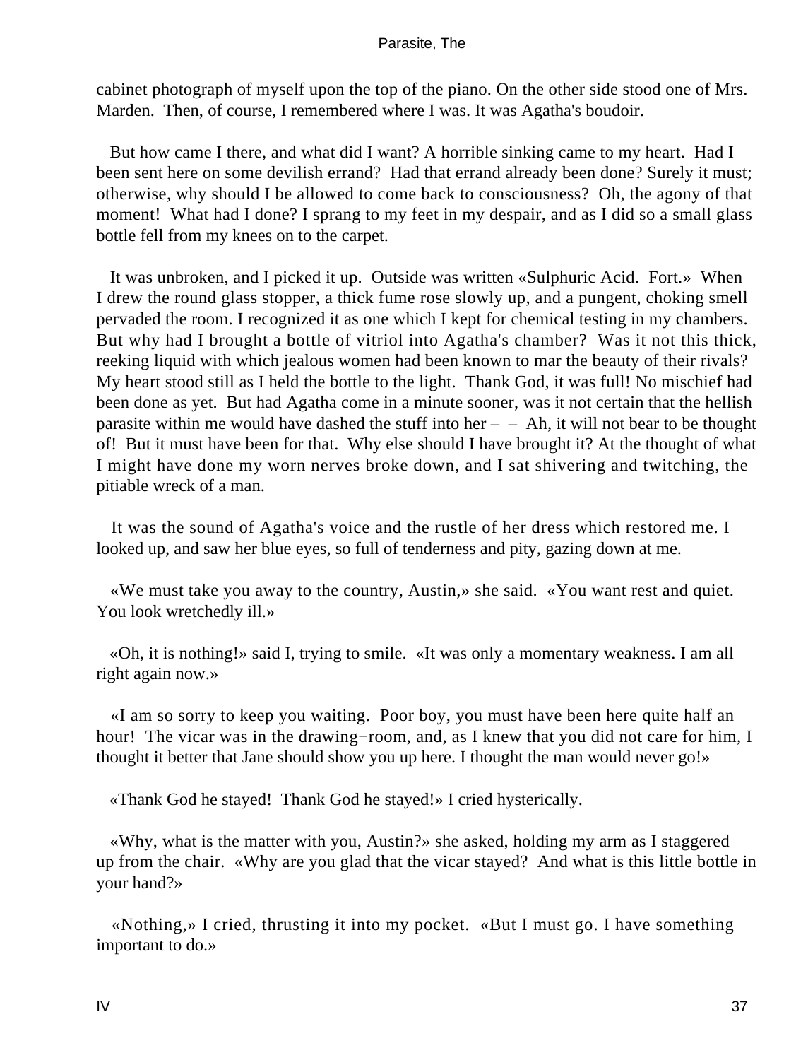cabinet photograph of myself upon the top of the piano. On the other side stood one of Mrs. Marden. Then, of course, I remembered where I was. It was Agatha's boudoir.

But how came I there, and what did I want? A horrible sinking came to my heart. Had I been sent here on some devilish errand? Had that errand already been done? Surely it must; otherwise, why should I be allowed to come back to consciousness? Oh, the agony of that moment! What had I done? I sprang to my feet in my despair, and as I did so a small glass bottle fell from my knees on to the carpet.

It was unbroken, and I picked it up. Outside was written «Sulphuric Acid. Fort.» When I drew the round glass stopper, a thick fume rose slowly up, and a pungent, choking smell pervaded the room. I recognized it as one which I kept for chemical testing in my chambers. But why had I brought a bottle of vitriol into Agatha's chamber? Was it not this thick, reeking liquid with which jealous women had been known to mar the beauty of their rivals? My heart stood still as I held the bottle to the light. Thank God, it was full! No mischief had been done as yet. But had Agatha come in a minute sooner, was it not certain that the hellish parasite within me would have dashed the stuff into her – – Ah, it will not bear to be thought of! But it must have been for that. Why else should I have brought it? At the thought of what I might have done my worn nerves broke down, and I sat shivering and twitching, the pitiable wreck of a man.

It was the sound of Agatha's voice and the rustle of her dress which restored me. I looked up, and saw her blue eyes, so full of tenderness and pity, gazing down at me.

«We must take you away to the country, Austin,» she said. «You want rest and quiet. You look wretchedly ill.»

«Oh, it is nothing!» said I, trying to smile. «It was only a momentary weakness. I am all right again now.»

«I am so sorry to keep you waiting. Poor boy, you must have been here quite half an hour! The vicar was in the drawing−room, and, as I knew that you did not care for him, I thought it better that Jane should show you up here. I thought the man would never go!»

«Thank God he stayed! Thank God he stayed!» I cried hysterically.

«Why, what is the matter with you, Austin?» she asked, holding my arm as I staggered up from the chair. «Why are you glad that the vicar stayed? And what is this little bottle in your hand?»

«Nothing,» I cried, thrusting it into my pocket. «But I must go. I have something important to do.»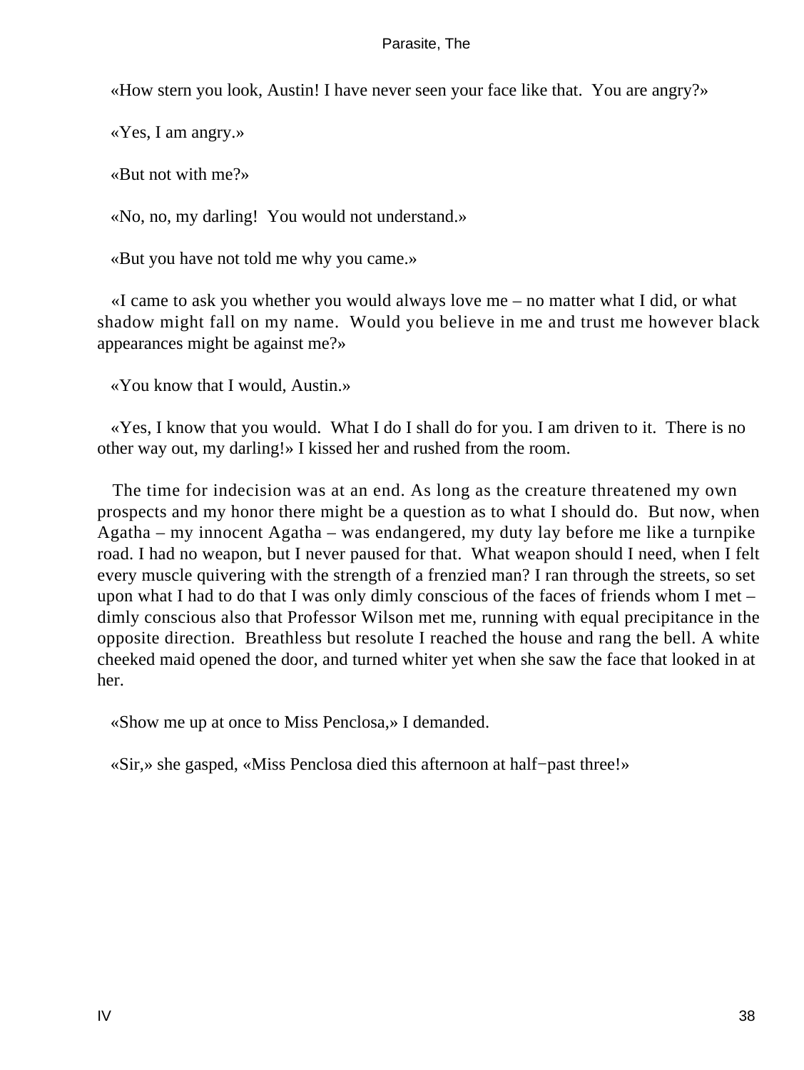«How stern you look, Austin! I have never seen your face like that. You are angry?»

«Yes, I am angry.»

«But not with me?»

«No, no, my darling! You would not understand.»

«But you have not told me why you came.»

«I came to ask you whether you would always love me – no matter what I did, or what shadow might fall on my name. Would you believe in me and trust me however black appearances might be against me?»

«You know that I would, Austin.»

«Yes, I know that you would. What I do I shall do for you. I am driven to it. There is no other way out, my darling!» I kissed her and rushed from the room.

The time for indecision was at an end. As long as the creature threatened my own prospects and my honor there might be a question as to what I should do. But now, when Agatha – my innocent Agatha – was endangered, my duty lay before me like a turnpike road. I had no weapon, but I never paused for that. What weapon should I need, when I felt every muscle quivering with the strength of a frenzied man? I ran through the streets, so set upon what I had to do that I was only dimly conscious of the faces of friends whom I met – dimly conscious also that Professor Wilson met me, running with equal precipitance in the opposite direction. Breathless but resolute I reached the house and rang the bell. A white cheeked maid opened the door, and turned whiter yet when she saw the face that looked in at her.

«Show me up at once to Miss Penclosa,» I demanded.

«Sir,» she gasped, «Miss Penclosa died this afternoon at half−past three!»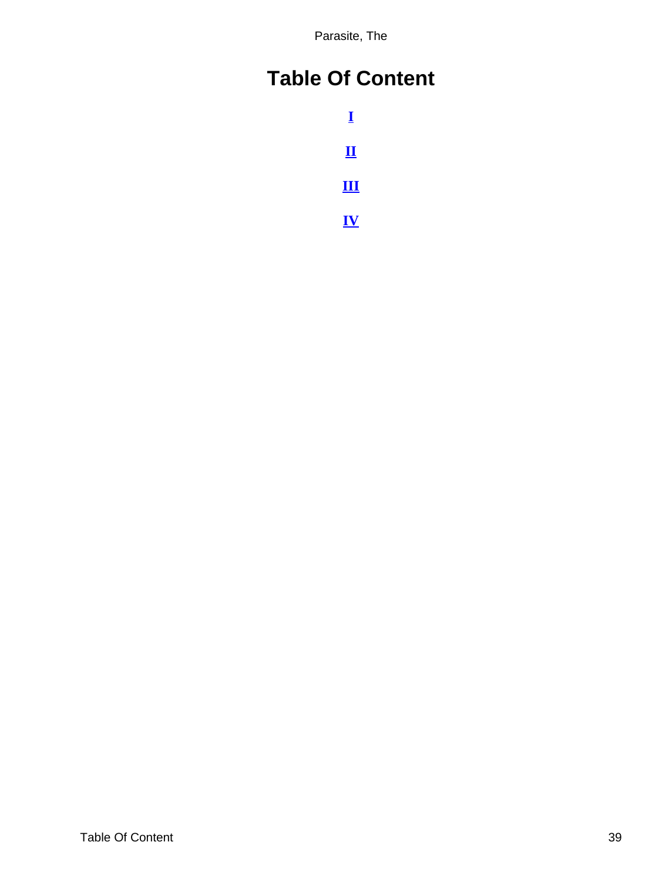# Table Of Content

**I**

**II**

**III**

**IV**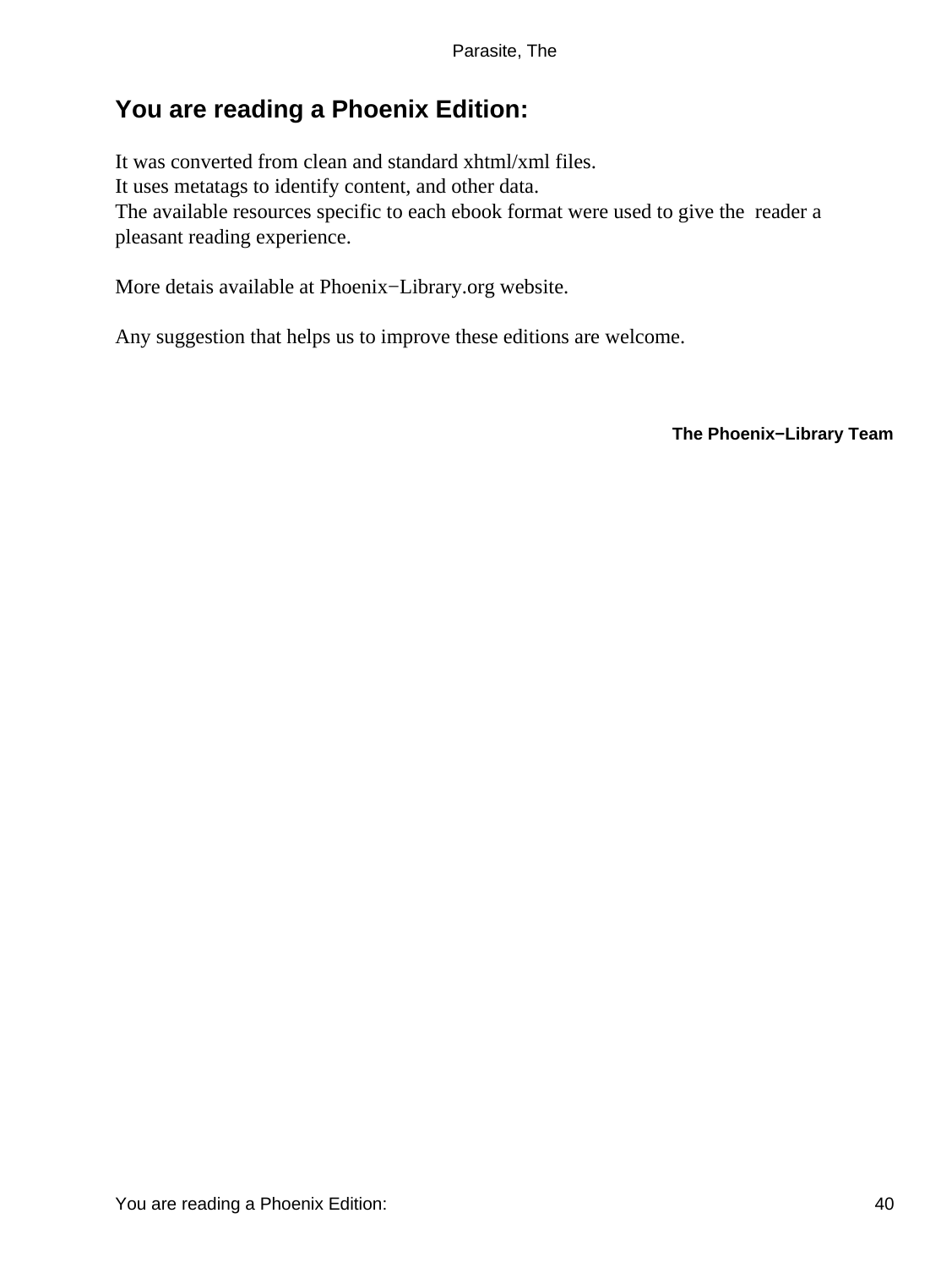## You are reading a Phoenix Edition:

It was converted from clean and standard xhtml/xml files.
It uses metatags to identify content, and other data.
The available resources specific to each ebook format were used to give the reader a pleasant reading experience.

More detais available at Phoenix−Library.org website.

Any suggestion that helps us to improve these editions are welcome.

**The Phoenix−Library Team**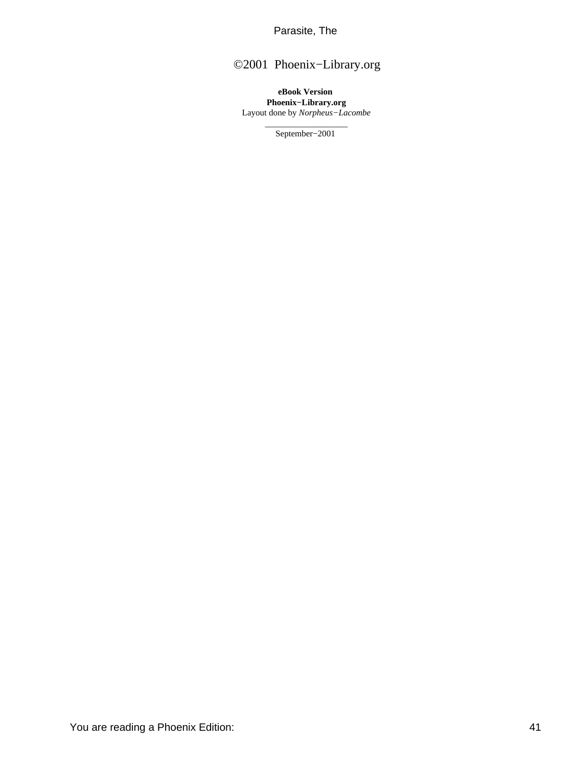©2001 Phoenix−Library.org

**eBook Version**
**Phoenix−Library.org**
Layout done by *Norpheus−Lacombe*

\_\_\_\_\_\_\_\_\_\_\_\_\_\_\_\_\_\_\_

September−2001